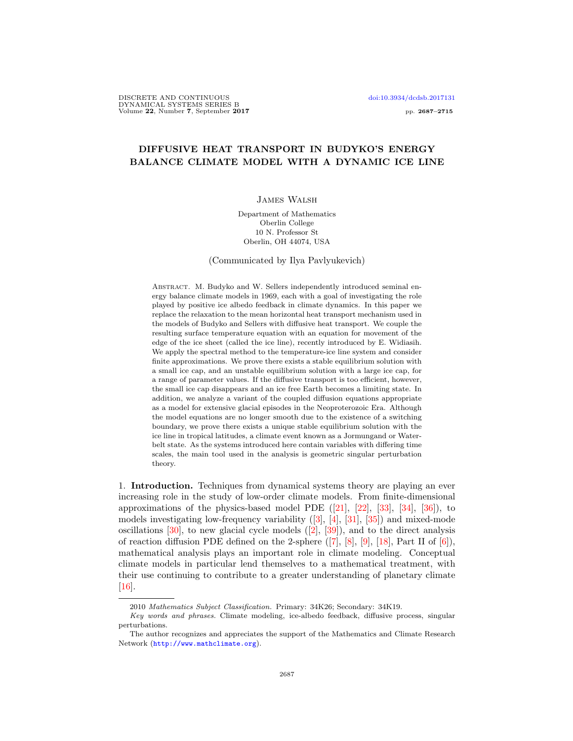# DIFFUSIVE HEAT TRANSPORT IN BUDYKO'S ENERGY BALANCE CLIMATE MODEL WITH A DYNAMIC ICE LINE

James Walsh

Department of Mathematics
Oberlin College
10 N. Professor St
Oberlin, OH 44074, USA

(Communicated by Ilya Pavlyukevich)

Abstract. M. Budyko and W. Sellers independently introduced seminal energy balance climate models in 1969, each with a goal of investigating the role played by positive ice albedo feedback in climate dynamics. In this paper we replace the relaxation to the mean horizontal heat transport mechanism used in the models of Budyko and Sellers with diffusive heat transport. We couple the resulting surface temperature equation with an equation for movement of the edge of the ice sheet (called the ice line), recently introduced by E. Widiasih. We apply the spectral method to the temperature-ice line system and consider finite approximations. We prove there exists a stable equilibrium solution with a small ice cap, and an unstable equilibrium solution with a large ice cap, for a range of parameter values. If the diffusive transport is too efficient, however, the small ice cap disappears and an ice free Earth becomes a limiting state. In addition, we analyze a variant of the coupled diffusion equations appropriate as a model for extensive glacial episodes in the Neoproterozoic Era. Although the model equations are no longer smooth due to the existence of a switching boundary, we prove there exists a unique stable equilibrium solution with the ice line in tropical latitudes, a climate event known as a Jormungand or Waterbelt state. As the systems introduced here contain variables with differing time scales, the main tool used in the analysis is geometric singular perturbation theory.

## 1. Introduction.

Techniques from dynamical systems theory are playing an ever increasing role in the study of low-order climate models. From finite-dimensional approximations of the physics-based model PDE ([21], [22], [33], [34], [36]), to models investigating low-frequency variability ([3], [4], [31], [35]) and mixed-mode oscillations [30], to new glacial cycle models ([2], [39]), and to the direct analysis of reaction diffusion PDE defined on the 2-sphere ([7], [8], [9], [18], Part II of [6]), mathematical analysis plays an important role in climate modeling. Conceptual climate models in particular lend themselves to a mathematical treatment, with their use continuing to contribute to a greater understanding of planetary climate [16].

2010 *Mathematics Subject Classification.* Primary: 34K26; Secondary: 34K19.

*Key words and phrases.* Climate modeling, ice-albedo feedback, diffusive process, singular perturbations.

The author recognizes and appreciates the support of the Mathematics and Climate Research Network (http://www.mathclimate.org).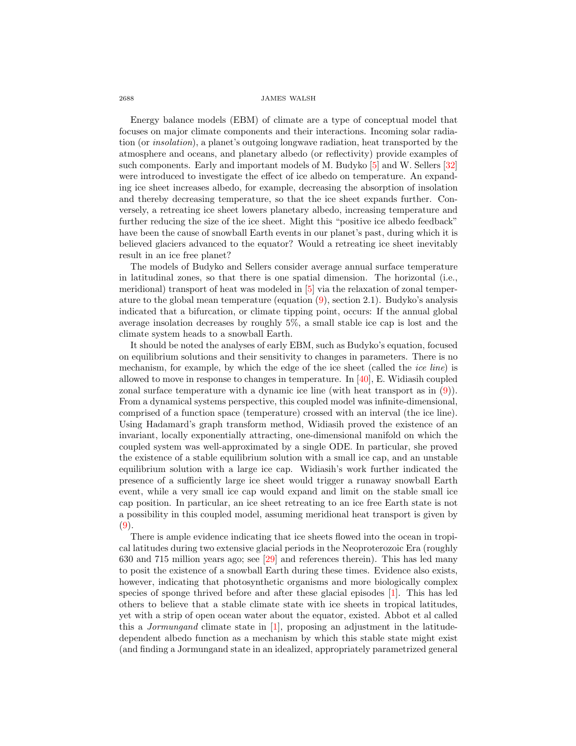Energy balance models (EBM) of climate are a type of conceptual model that focuses on major climate components and their interactions. Incoming solar radiation (or *insolation*), a planet's outgoing longwave radiation, heat transported by the atmosphere and oceans, and planetary albedo (or reflectivity) provide examples of such components. Early and important models of M. Budyko [5] and W. Sellers [32] were introduced to investigate the effect of ice albedo on temperature. An expanding ice sheet increases albedo, for example, decreasing the absorption of insolation and thereby decreasing temperature, so that the ice sheet expands further. Conversely, a retreating ice sheet lowers planetary albedo, increasing temperature and further reducing the size of the ice sheet. Might this "positive ice albedo feedback" have been the cause of snowball Earth events in our planet's past, during which it is believed glaciers advanced to the equator? Would a retreating ice sheet inevitably result in an ice free planet?

The models of Budyko and Sellers consider average annual surface temperature in latitudinal zones, so that there is one spatial dimension. The horizontal (i.e., meridional) transport of heat was modeled in [5] via the relaxation of zonal temperature to the global mean temperature (equation (9), section 2.1). Budyko's analysis indicated that a bifurcation, or climate tipping point, occurs: If the annual global average insolation decreases by roughly 5%, a small stable ice cap is lost and the climate system heads to a snowball Earth.

It should be noted the analyses of early EBM, such as Budyko's equation, focused on equilibrium solutions and their sensitivity to changes in parameters. There is no mechanism, for example, by which the edge of the ice sheet (called the *ice line*) is allowed to move in response to changes in temperature. In [40], E. Widiasih coupled zonal surface temperature with a dynamic ice line (with heat transport as in (9)). From a dynamical systems perspective, this coupled model was infinite-dimensional, comprised of a function space (temperature) crossed with an interval (the ice line). Using Hadamard's graph transform method, Widiasih proved the existence of an invariant, locally exponentially attracting, one-dimensional manifold on which the coupled system was well-approximated by a single ODE. In particular, she proved the existence of a stable equilibrium solution with a small ice cap, and an unstable equilibrium solution with a large ice cap. Widiasih's work further indicated the presence of a sufficiently large ice sheet would trigger a runaway snowball Earth event, while a very small ice cap would expand and limit on the stable small ice cap position. In particular, an ice sheet retreating to an ice free Earth state is not a possibility in this coupled model, assuming meridional heat transport is given by (9).

There is ample evidence indicating that ice sheets flowed into the ocean in tropical latitudes during two extensive glacial periods in the Neoproterozoic Era (roughly 630 and 715 million years ago; see [29] and references therein). This has led many to posit the existence of a snowball Earth during these times. Evidence also exists, however, indicating that photosynthetic organisms and more biologically complex species of sponge thrived before and after these glacial episodes [1]. This has led others to believe that a stable climate state with ice sheets in tropical latitudes, yet with a strip of open ocean water about the equator, existed. Abbot et al called this a *Jormungand* climate state in [1], proposing an adjustment in the latitude-dependent albedo function as a mechanism by which this stable state might exist (and finding a Jormungand state in an idealized, appropriately parametrized general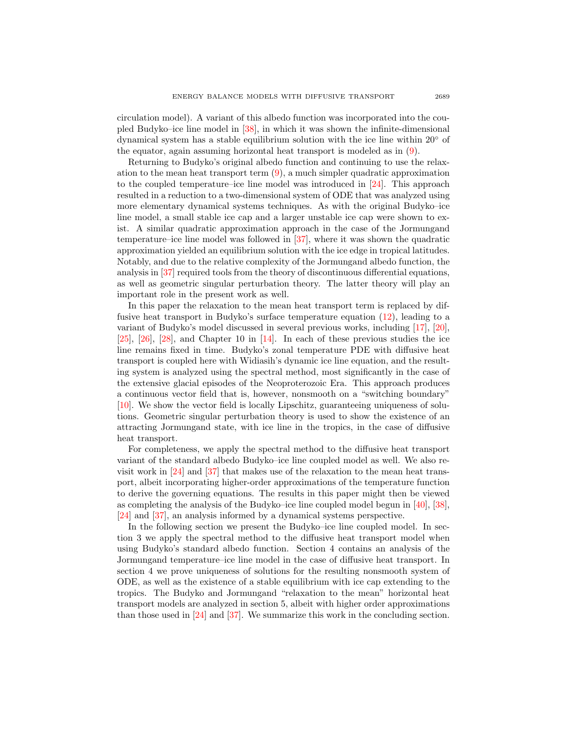circulation model). A variant of this albedo function was incorporated into the coupled Budyko–ice line model in [38], in which it was shown the infinite-dimensional dynamical system has a stable equilibrium solution with the ice line within $20^\circ$ of the equator, again assuming horizontal heat transport is modeled as in (9).

Returning to Budyko's original albedo function and continuing to use the relaxation to the mean heat transport term (9), a much simpler quadratic approximation to the coupled temperature–ice line model was introduced in [24]. This approach resulted in a reduction to a two-dimensional system of ODE that was analyzed using more elementary dynamical systems techniques. As with the original Budyko–ice line model, a small stable ice cap and a larger unstable ice cap were shown to exist. A similar quadratic approximation approach in the case of the Jormungand temperature–ice line model was followed in [37], where it was shown the quadratic approximation yielded an equilibrium solution with the ice edge in tropical latitudes. Notably, and due to the relative complexity of the Jormungand albedo function, the analysis in [37] required tools from the theory of discontinuous differential equations, as well as geometric singular perturbation theory. The latter theory will play an important role in the present work as well.

In this paper the relaxation to the mean heat transport term is replaced by diffusive heat transport in Budyko's surface temperature equation (12), leading to a variant of Budyko's model discussed in several previous works, including [17], [20], [25], [26], [28], and Chapter 10 in [14]. In each of these previous studies the ice line remains fixed in time. Budyko's zonal temperature PDE with diffusive heat transport is coupled here with Widiasih's dynamic ice line equation, and the resulting system is analyzed using the spectral method, most significantly in the case of the extensive glacial episodes of the Neoproterozoic Era. This approach produces a continuous vector field that is, however, nonsmooth on a "switching boundary" [10]. We show the vector field is locally Lipschitz, guaranteeing uniqueness of solutions. Geometric singular perturbation theory is used to show the existence of an attracting Jormungand state, with ice line in the tropics, in the case of diffusive heat transport.

For completeness, we apply the spectral method to the diffusive heat transport variant of the standard albedo Budyko–ice line coupled model as well. We also revisit work in [24] and [37] that makes use of the relaxation to the mean heat transport, albeit incorporating higher-order approximations of the temperature function to derive the governing equations. The results in this paper might then be viewed as completing the analysis of the Budyko–ice line coupled model begun in [40], [38], [24] and [37], an analysis informed by a dynamical systems perspective.

In the following section we present the Budyko–ice line coupled model. In section 3 we apply the spectral method to the diffusive heat transport model when using Budyko's standard albedo function. Section 4 contains an analysis of the Jormungand temperature–ice line model in the case of diffusive heat transport. In section 4 we prove uniqueness of solutions for the resulting nonsmooth system of ODE, as well as the existence of a stable equilibrium with ice cap extending to the tropics. The Budyko and Jormungand "relaxation to the mean" horizontal heat transport models are analyzed in section 5, albeit with higher order approximations than those used in [24] and [37]. We summarize this work in the concluding section.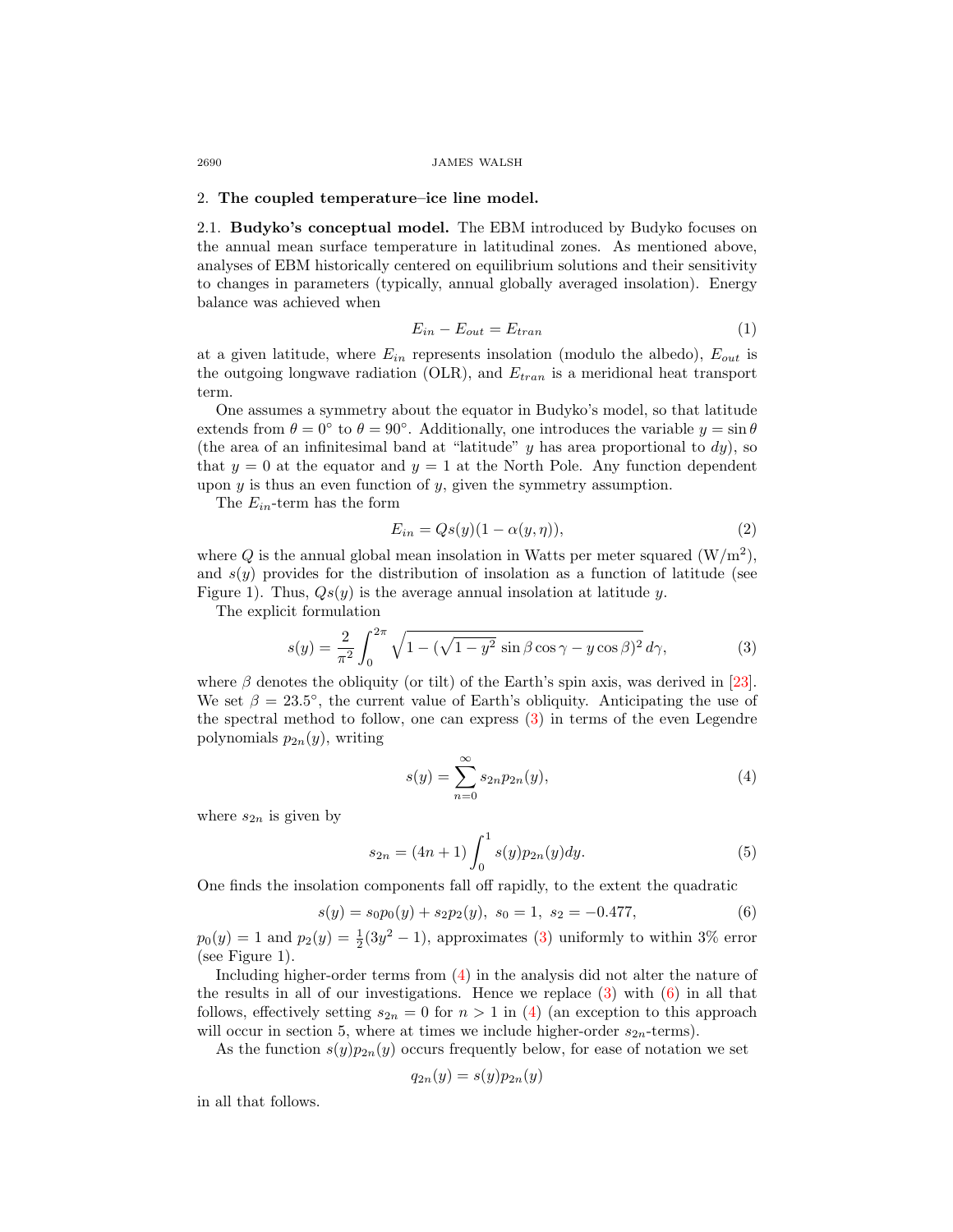## 2. **The coupled temperature–ice line model.**

### 2.1. **Budyko's conceptual model.**

The EBM introduced by Budyko focuses on the annual mean surface temperature in latitudinal zones. As mentioned above, analyses of EBM historically centered on equilibrium solutions and their sensitivity to changes in parameters (typically, annual globally averaged insolation). Energy balance was achieved when

$$E_{in} - E_{out} = E_{tran} \tag{1}$$

at a given latitude, where $E_{in}$ represents insolation (modulo the albedo), $E_{out}$ is the outgoing longwave radiation (OLR), and $E_{tran}$ is a meridional heat transport term.

One assumes a symmetry about the equator in Budyko's model, so that latitude extends from $\theta = 0^\circ$ to $\theta = 90^\circ$. Additionally, one introduces the variable $y = \sin\theta$ (the area of an infinitesimal band at "latitude" $y$ has area proportional to $dy$), so that $y = 0$ at the equator and $y = 1$ at the North Pole. Any function dependent upon $y$ is thus an even function of $y$, given the symmetry assumption.

The $E_{in}$-term has the form

$$E_{in} = Qs(y)(1 - \alpha(y, \eta)), \tag{2}$$

where $Q$ is the annual global mean insolation in Watts per meter squared (W/m$^2$), and $s(y)$ provides for the distribution of insolation as a function of latitude (see Figure 1). Thus, $Qs(y)$ is the average annual insolation at latitude $y$.

The explicit formulation

$$s(y) = \frac{2}{\pi^2} \int_0^{2\pi} \sqrt{1 - (\sqrt{1 - y^2}\,\sin\beta\cos\gamma - y\cos\beta)^2}\, d\gamma, \tag{3}$$

where $\beta$ denotes the obliquity (or tilt) of the Earth's spin axis, was derived in [23]. We set $\beta = 23.5^\circ$, the current value of Earth's obliquity. Anticipating the use of the spectral method to follow, one can express (3) in terms of the even Legendre polynomials $p_{2n}(y)$, writing

$$s(y) = \sum_{n=0}^{\infty} s_{2n} p_{2n}(y), \tag{4}$$

where $s_{2n}$ is given by

$$s_{2n} = (4n + 1) \int_0^1 s(y) p_{2n}(y) dy. \tag{5}$$

One finds the insolation components fall off rapidly, to the extent the quadratic

$$s(y) = s_0 p_0(y) + s_2 p_2(y),\ s_0 = 1,\ s_2 = -0.477, \tag{6}$$

$p_0(y) = 1$ and $p_2(y) = \frac{1}{2}(3y^2 - 1)$, approximates (3) uniformly to within 3% error (see Figure 1).

Including higher-order terms from (4) in the analysis did not alter the nature of the results in all of our investigations. Hence we replace (3) with (6) in all that follows, effectively setting $s_{2n} = 0$ for $n > 1$ in (4) (an exception to this approach will occur in section 5, where at times we include higher-order $s_{2n}$-terms).

As the function $s(y)p_{2n}(y)$ occurs frequently below, for ease of notation we set

$$q_{2n}(y) = s(y)p_{2n}(y)$$

in all that follows.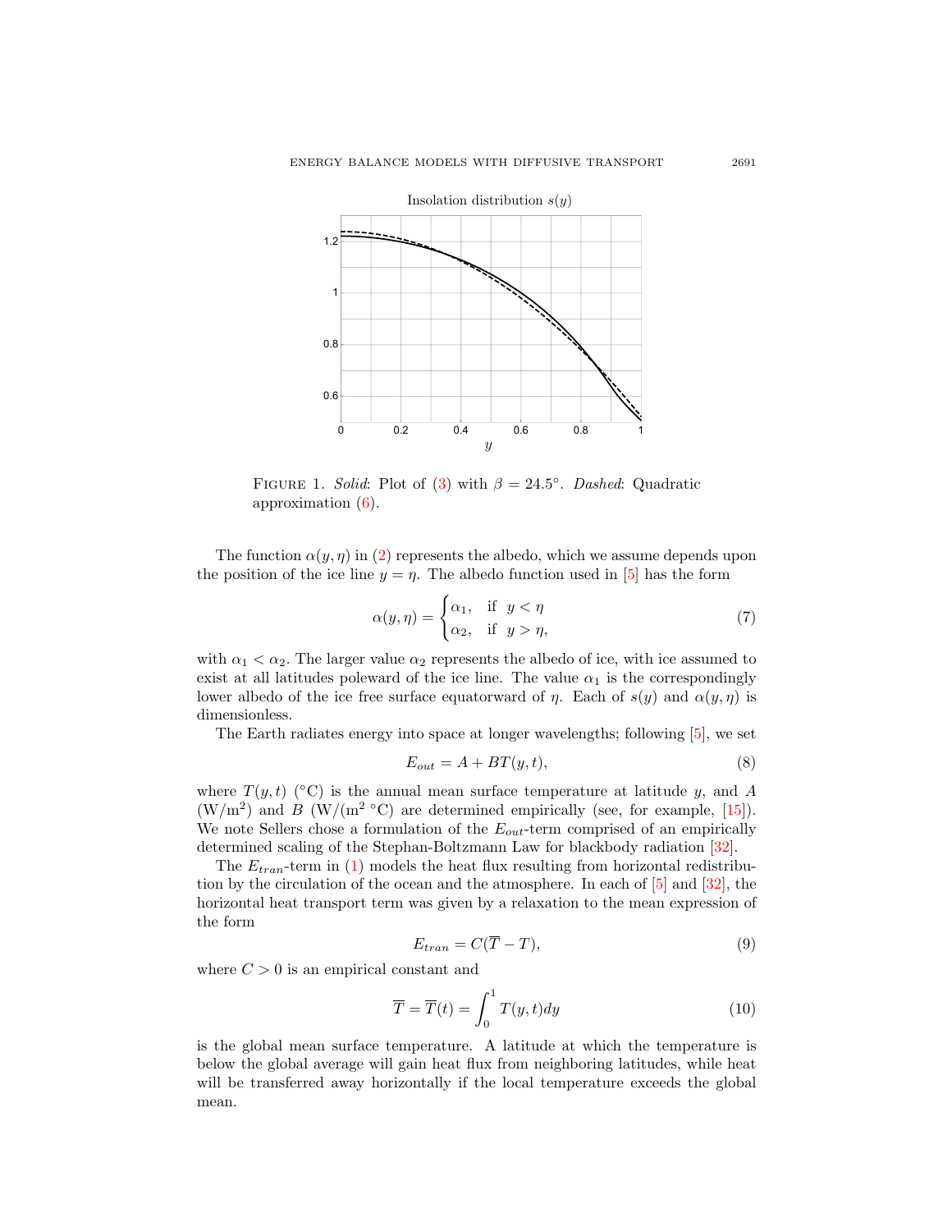FIGURE 1. *Solid*: Plot of (3) with $\beta = 24.5°$. *Dashed*: Quadratic approximation (6).

The function $\alpha(y, \eta)$ in (2) represents the albedo, which we assume depends upon the position of the ice line $y = \eta$. The albedo function used in [5] has the form

$$\alpha(y, \eta) = \begin{cases} \alpha_1, & \text{if } \ y < \eta \\ \alpha_2, & \text{if } \ y > \eta, \end{cases} \tag{7}$$

with $\alpha_1 < \alpha_2$. The larger value $\alpha_2$ represents the albedo of ice, with ice assumed to exist at all latitudes poleward of the ice line. The value $\alpha_1$ is the correspondingly lower albedo of the ice free surface equatorward of $\eta$. Each of $s(y)$ and $\alpha(y, \eta)$ is dimensionless.

The Earth radiates energy into space at longer wavelengths; following [5], we set

$$E_{out} = A + BT(y, t), \tag{8}$$

where $T(y, t)$ (°C) is the annual mean surface temperature at latitude $y$, and $A$ (W/m$^2$) and $B$ (W/(m$^2$ °C) are determined empirically (see, for example, [15]). We note Sellers chose a formulation of the $E_{out}$-term comprised of an empirically determined scaling of the Stephan-Boltzmann Law for blackbody radiation [32].

The $E_{tran}$-term in (1) models the heat flux resulting from horizontal redistribution by the circulation of the ocean and the atmosphere. In each of [5] and [32], the horizontal heat transport term was given by a relaxation to the mean expression of the form

$$E_{tran} = C(\overline{T} - T), \tag{9}$$

where $C > 0$ is an empirical constant and

$$\overline{T} = \overline{T}(t) = \int_0^1 T(y, t) dy \tag{10}$$

is the global mean surface temperature. A latitude at which the temperature is below the global average will gain heat flux from neighboring latitudes, while heat will be transferred away horizontally if the local temperature exceeds the global mean.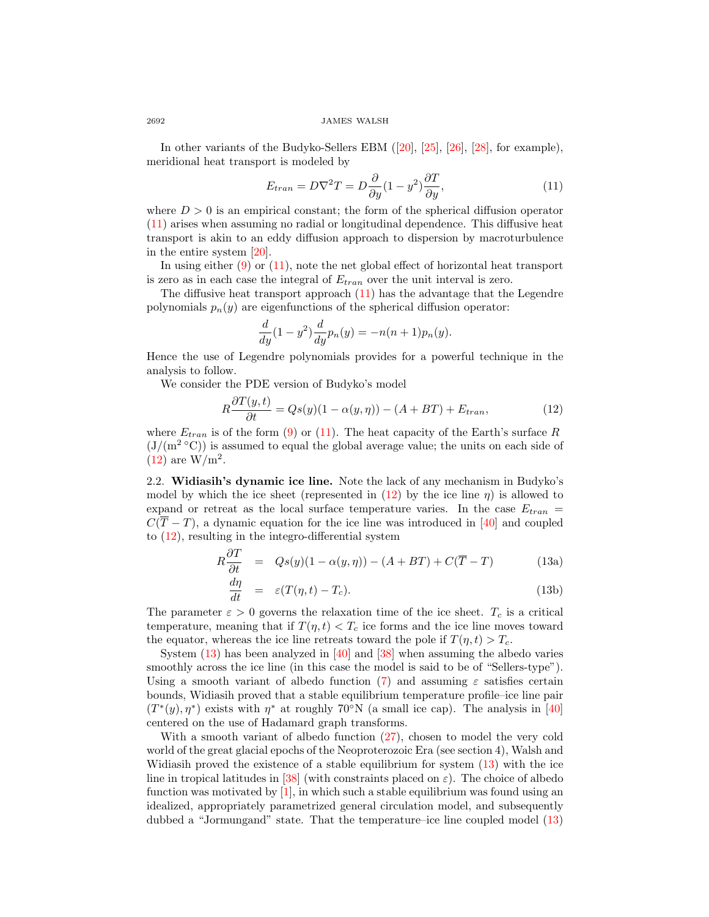In other variants of the Budyko-Sellers EBM ([20], [25], [26], [28], for example), meridional heat transport is modeled by

$$E_{tran} = D\nabla^2 T = D\frac{\partial}{\partial y}(1-y^2)\frac{\partial T}{\partial y}, \tag{11}$$

where $D > 0$ is an empirical constant; the form of the spherical diffusion operator (11) arises when assuming no radial or longitudinal dependence. This diffusive heat transport is akin to an eddy diffusion approach to dispersion by macroturbulence in the entire system [20].

In using either (9) or (11), note the net global effect of horizontal heat transport is zero as in each case the integral of $E_{tran}$ over the unit interval is zero.

The diffusive heat transport approach (11) has the advantage that the Legendre polynomials $p_n(y)$ are eigenfunctions of the spherical diffusion operator:

$$\frac{d}{dy}(1-y^2)\frac{d}{dy}p_n(y) = -n(n+1)p_n(y).$$

Hence the use of Legendre polynomials provides for a powerful technique in the analysis to follow.

We consider the PDE version of Budyko's model

$$R\frac{\partial T(y,t)}{\partial t} = Qs(y)(1-\alpha(y,\eta)) - (A+BT) + E_{tran}, \tag{12}$$

where $E_{tran}$ is of the form (9) or (11). The heat capacity of the Earth's surface $R$ (J/(m$^2$ °C)) is assumed to equal the global average value; the units on each side of (12) are W/m$^2$.

## 2.2. Widiasih's dynamic ice line.

Note the lack of any mechanism in Budyko's model by which the ice sheet (represented in (12) by the ice line $\eta$) is allowed to expand or retreat as the local surface temperature varies. In the case $E_{tran} = C(\overline{T} - T)$, a dynamic equation for the ice line was introduced in [40] and coupled to (12), resulting in the integro-differential system

$$R\frac{\partial T}{\partial t} = Qs(y)(1-\alpha(y,\eta)) - (A+BT) + C(\overline{T} - T) \tag{13a}$$

$$\frac{d\eta}{dt} = \varepsilon(T(\eta,t) - T_c). \tag{13b}$$

The parameter $\varepsilon > 0$ governs the relaxation time of the ice sheet. $T_c$ is a critical temperature, meaning that if $T(\eta,t) < T_c$ ice forms and the ice line moves toward the equator, whereas the ice line retreats toward the pole if $T(\eta,t) > T_c$.

System (13) has been analyzed in [40] and [38] when assuming the albedo varies smoothly across the ice line (in this case the model is said to be of "Sellers-type"). Using a smooth variant of albedo function (7) and assuming $\varepsilon$ satisfies certain bounds, Widiasih proved that a stable equilibrium temperature profile–ice line pair $(T^*(y), \eta^*)$ exists with $\eta^*$ at roughly 70°N (a small ice cap). The analysis in [40] centered on the use of Hadamard graph transforms.

With a smooth variant of albedo function (27), chosen to model the very cold world of the great glacial epochs of the Neoproterozoic Era (see section 4), Walsh and Widiasih proved the existence of a stable equilibrium for system (13) with the ice line in tropical latitudes in [38] (with constraints placed on $\varepsilon$). The choice of albedo function was motivated by [1], in which such a stable equilibrium was found using an idealized, appropriately parametrized general circulation model, and subsequently dubbed a "Jormungand" state. That the temperature–ice line coupled model (13)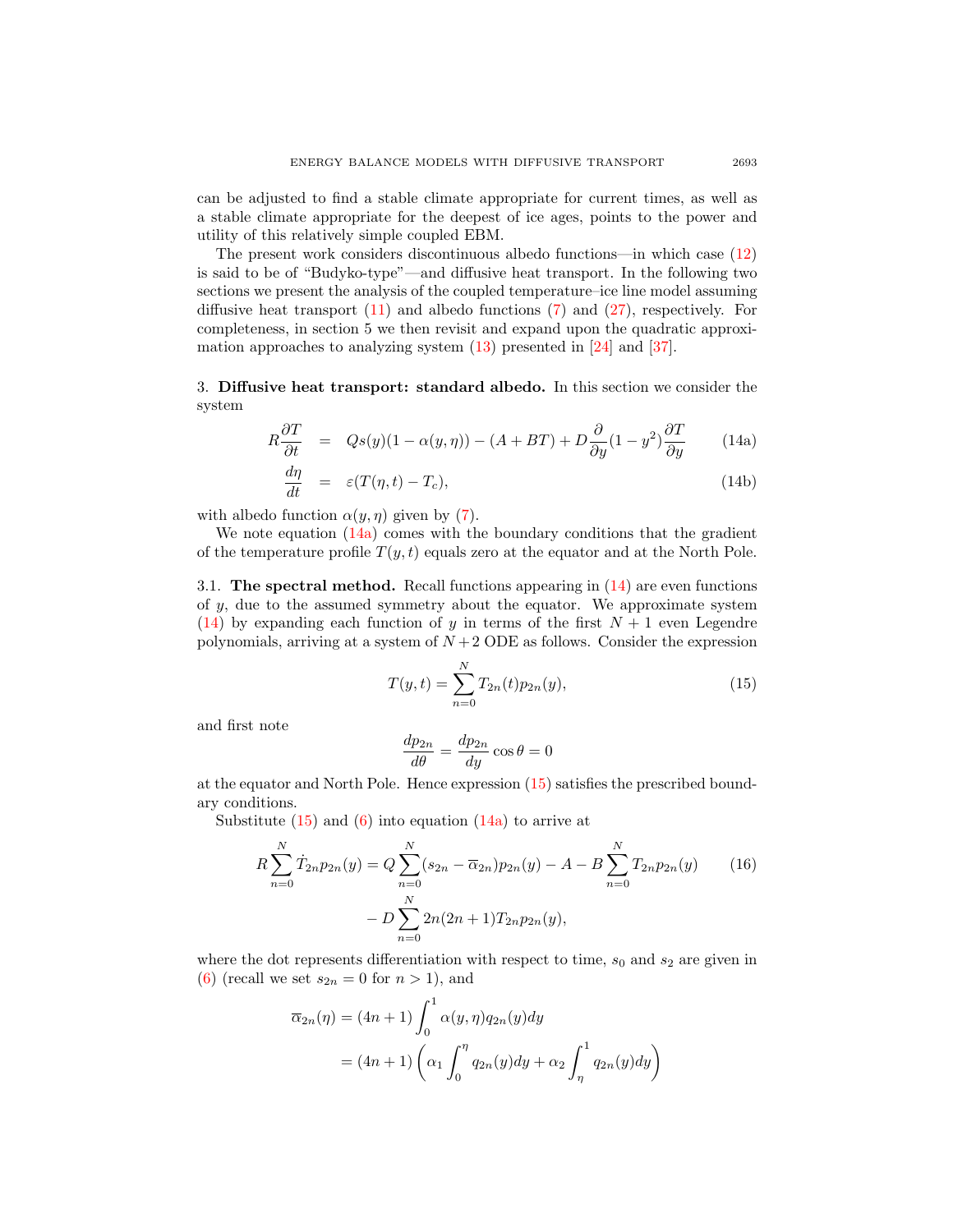can be adjusted to find a stable climate appropriate for current times, as well as a stable climate appropriate for the deepest of ice ages, points to the power and utility of this relatively simple coupled EBM.

The present work considers discontinuous albedo functions—in which case (12) is said to be of "Budyko-type"—and diffusive heat transport. In the following two sections we present the analysis of the coupled temperature–ice line model assuming diffusive heat transport (11) and albedo functions (7) and (27), respectively. For completeness, in section 5 we then revisit and expand upon the quadratic approximation approaches to analyzing system (13) presented in [24] and [37].

## 3. Diffusive heat transport: standard albedo.

In this section we consider the system

$$R\frac{\partial T}{\partial t} = Qs(y)(1-\alpha(y,\eta)) - (A+BT) + D\frac{\partial}{\partial y}(1-y^2)\frac{\partial T}{\partial y} \tag{14a}$$

$$\frac{d\eta}{dt} = \varepsilon(T(\eta,t)-T_c), \tag{14b}$$

with albedo function $\alpha(y,\eta)$ given by (7).

We note equation (14a) comes with the boundary conditions that the gradient of the temperature profile $T(y,t)$ equals zero at the equator and at the North Pole.

### 3.1. The spectral method.

Recall functions appearing in (14) are even functions of $y$, due to the assumed symmetry about the equator. We approximate system (14) by expanding each function of $y$ in terms of the first $N+1$ even Legendre polynomials, arriving at a system of $N+2$ ODE as follows. Consider the expression

$$T(y,t) = \sum_{n=0}^{N} T_{2n}(t)p_{2n}(y), \tag{15}$$

and first note

$$\frac{dp_{2n}}{d\theta} = \frac{dp_{2n}}{dy}\cos\theta = 0$$

at the equator and North Pole. Hence expression (15) satisfies the prescribed boundary conditions.

Substitute (15) and (6) into equation (14a) to arrive at

$$R\sum_{n=0}^{N}\dot{T}_{2n}p_{2n}(y) = Q\sum_{n=0}^{N}(s_{2n}-\overline{\alpha}_{2n})p_{2n}(y) - A - B\sum_{n=0}^{N}T_{2n}p_{2n}(y) \tag{16}$$
$$- D\sum_{n=0}^{N}2n(2n+1)T_{2n}p_{2n}(y),$$

where the dot represents differentiation with respect to time, $s_0$ and $s_2$ are given in (6) (recall we set $s_{2n}=0$ for $n>1$), and

$$\begin{aligned}\overline{\alpha}_{2n}(\eta) &= (4n+1)\int_0^1 \alpha(y,\eta)q_{2n}(y)dy \\ &= (4n+1)\left(\alpha_1\int_0^{\eta}q_{2n}(y)dy + \alpha_2\int_{\eta}^{1}q_{2n}(y)dy\right)\end{aligned}$$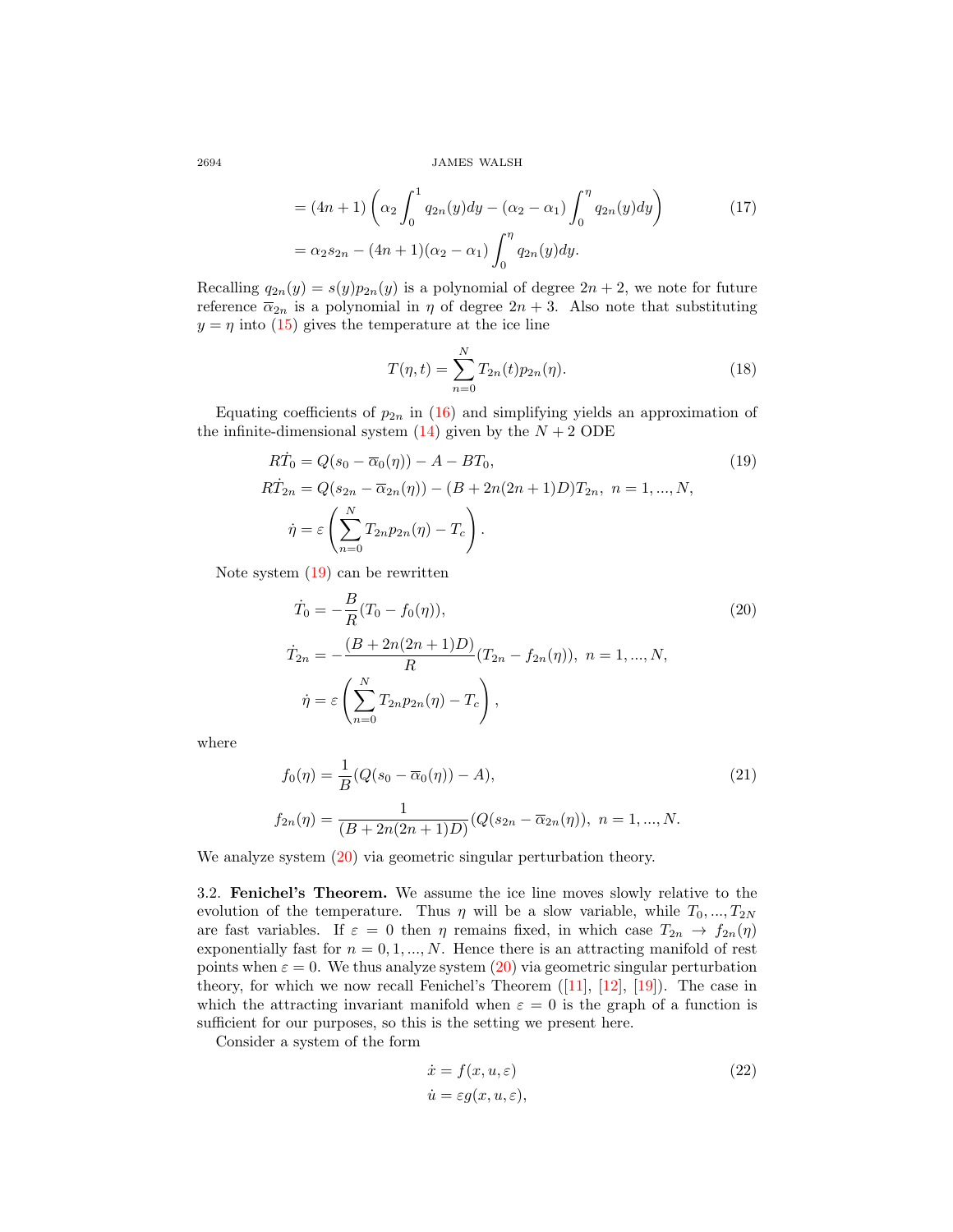$$
\begin{aligned}
&= (4n+1)\left(\alpha_2 \int_0^1 q_{2n}(y)dy - (\alpha_2 - \alpha_1)\int_0^\eta q_{2n}(y)dy\right) \qquad (17)\\
&= \alpha_2 s_{2n} - (4n+1)(\alpha_2-\alpha_1)\int_0^\eta q_{2n}(y)dy.
\end{aligned}
$$

Recalling $q_{2n}(y) = s(y)p_{2n}(y)$ is a polynomial of degree $2n+2$, we note for future reference $\overline{\alpha}_{2n}$ is a polynomial in $\eta$ of degree $2n+3$. Also note that substituting $y = \eta$ into (15) gives the temperature at the ice line

$$
T(\eta, t) = \sum_{n=0}^{N} T_{2n}(t) p_{2n}(\eta). \qquad (18)
$$

Equating coefficients of $p_{2n}$ in (16) and simplifying yields an approximation of the infinite-dimensional system (14) given by the $N+2$ ODE

$$
\begin{aligned}
R\dot{T}_0 &= Q(s_0 - \overline{\alpha}_0(\eta)) - A - BT_0, \qquad (19)\\
R\dot{T}_{2n} &= Q(s_{2n} - \overline{\alpha}_{2n}(\eta)) - (B + 2n(2n+1)D)T_{2n}, \ n = 1, ..., N,\\
\dot{\eta} &= \varepsilon\left(\sum_{n=0}^{N} T_{2n}p_{2n}(\eta) - T_c\right).
\end{aligned}
$$

Note system (19) can be rewritten

$$
\begin{aligned}
\dot{T}_0 &= -\frac{B}{R}(T_0 - f_0(\eta)), \qquad (20)\\
\dot{T}_{2n} &= -\frac{(B+2n(2n+1)D)}{R}(T_{2n} - f_{2n}(\eta)), \ n = 1, ..., N,\\
\dot{\eta} &= \varepsilon\left(\sum_{n=0}^{N} T_{2n}p_{2n}(\eta) - T_c\right),
\end{aligned}
$$

where

$$
\begin{aligned}
f_0(\eta) &= \frac{1}{B}(Q(s_0 - \overline{\alpha}_0(\eta)) - A), \qquad (21)\\
f_{2n}(\eta) &= \frac{1}{(B+2n(2n+1)D)}(Q(s_{2n} - \overline{\alpha}_{2n}(\eta)), \ n = 1, ..., N.
\end{aligned}
$$

We analyze system (20) via geometric singular perturbation theory.

3.2. **Fenichel's Theorem.** We assume the ice line moves slowly relative to the evolution of the temperature. Thus $\eta$ will be a slow variable, while $T_0, ..., T_{2N}$ are fast variables. If $\varepsilon = 0$ then $\eta$ remains fixed, in which case $T_{2n} \to f_{2n}(\eta)$ exponentially fast for $n = 0, 1, ..., N$. Hence there is an attracting manifold of rest points when $\varepsilon = 0$. We thus analyze system (20) via geometric singular perturbation theory, for which we now recall Fenichel's Theorem ([11], [12], [19]). The case in which the attracting invariant manifold when $\varepsilon = 0$ is the graph of a function is sufficient for our purposes, so this is the setting we present here.

Consider a system of the form

$$
\begin{aligned}
\dot{x} &= f(x, u, \varepsilon) \qquad (22)\\
\dot{u} &= \varepsilon g(x, u, \varepsilon),
\end{aligned}
$$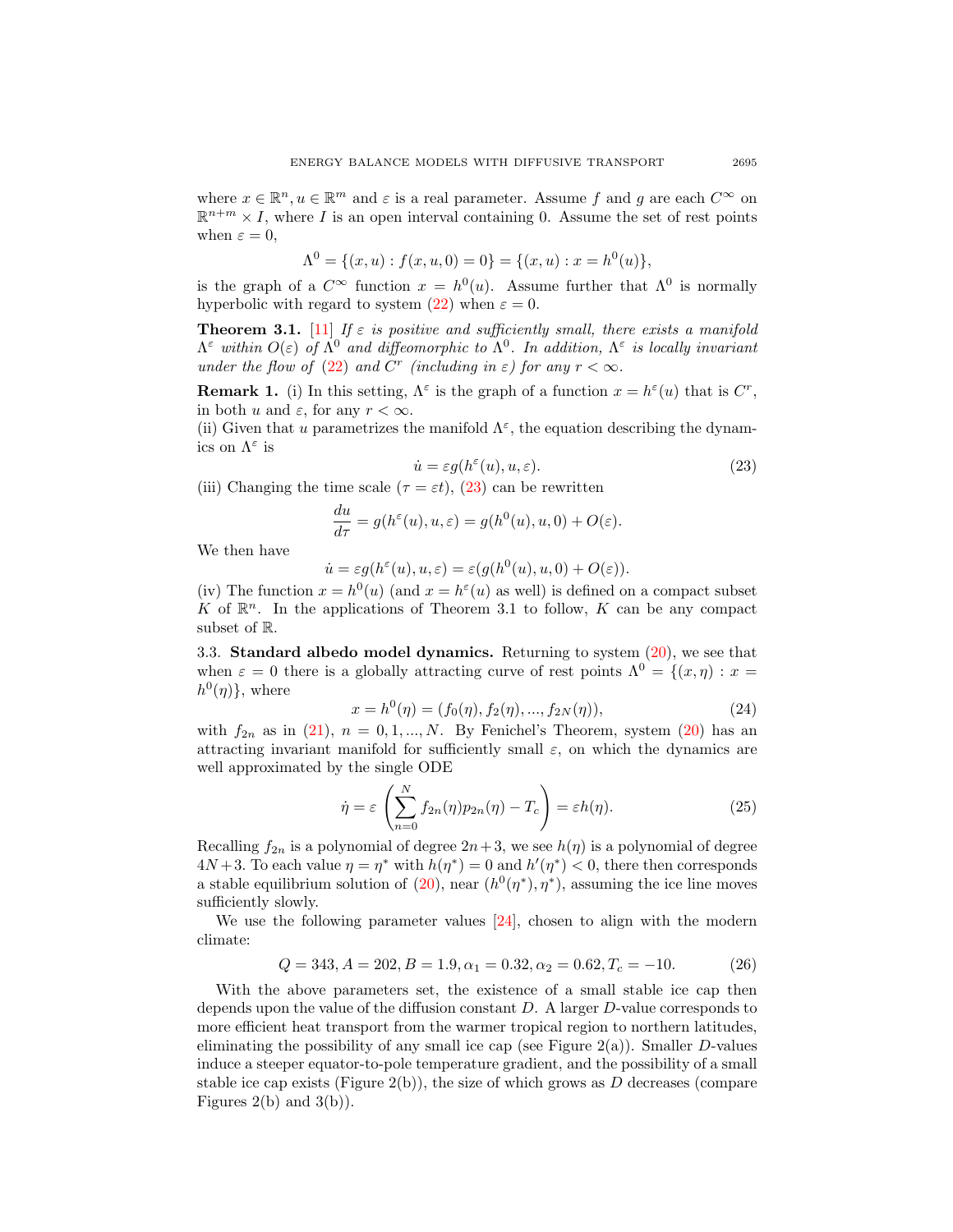where $x \in \mathbb{R}^n, u \in \mathbb{R}^m$ and $\varepsilon$ is a real parameter. Assume $f$ and $g$ are each $C^\infty$ on $\mathbb{R}^{n+m} \times I$, where $I$ is an open interval containing 0. Assume the set of rest points when $\varepsilon = 0$,

$$\Lambda^0 = \{(x,u) : f(x,u,0) = 0\} = \{(x,u) : x = h^0(u)\},$$

is the graph of a $C^\infty$ function $x = h^0(u)$. Assume further that $\Lambda^0$ is normally hyperbolic with regard to system (22) when $\varepsilon = 0$.

**Theorem 3.1.** [11] *If $\varepsilon$ is positive and sufficiently small, there exists a manifold $\Lambda^\varepsilon$ within $O(\varepsilon)$ of $\Lambda^0$ and diffeomorphic to $\Lambda^0$. In addition, $\Lambda^\varepsilon$ is locally invariant under the flow of (22) and $C^r$ (including in $\varepsilon$) for any $r < \infty$.*

**Remark 1.** (i) In this setting, $\Lambda^\varepsilon$ is the graph of a function $x = h^\varepsilon(u)$ that is $C^r$, in both $u$ and $\varepsilon$, for any $r < \infty$.
(ii) Given that $u$ parametrizes the manifold $\Lambda^\varepsilon$, the equation describing the dynamics on $\Lambda^\varepsilon$ is

$$\dot{u} = \varepsilon g(h^\varepsilon(u), u, \varepsilon). \tag{23}$$

(iii) Changing the time scale ($\tau = \varepsilon t$), (23) can be rewritten

$$\frac{du}{d\tau} = g(h^\varepsilon(u), u, \varepsilon) = g(h^0(u), u, 0) + O(\varepsilon).$$

We then have

$$\dot{u} = \varepsilon g(h^\varepsilon(u), u, \varepsilon) = \varepsilon(g(h^0(u), u, 0) + O(\varepsilon)).$$

(iv) The function $x = h^0(u)$ (and $x = h^\varepsilon(u)$ as well) is defined on a compact subset $K$ of $\mathbb{R}^n$. In the applications of Theorem 3.1 to follow, $K$ can be any compact subset of $\mathbb{R}$.

3.3. **Standard albedo model dynamics.** Returning to system (20), we see that when $\varepsilon = 0$ there is a globally attracting curve of rest points $\Lambda^0 = \{(x,\eta) : x = h^0(\eta)\}$, where

$$x = h^0(\eta) = (f_0(\eta), f_2(\eta), \ldots, f_{2N}(\eta)), \tag{24}$$

with $f_{2n}$ as in (21), $n = 0, 1, \ldots, N$. By Fenichel's Theorem, system (20) has an attracting invariant manifold for sufficiently small $\varepsilon$, on which the dynamics are well approximated by the single ODE

$$\dot{\eta} = \varepsilon\left(\sum_{n=0}^{N} f_{2n}(\eta)p_{2n}(\eta) - T_c\right) = \varepsilon h(\eta). \tag{25}$$

Recalling $f_{2n}$ is a polynomial of degree $2n+3$, we see $h(\eta)$ is a polynomial of degree $4N+3$. To each value $\eta = \eta^*$ with $h(\eta^*) = 0$ and $h'(\eta^*) < 0$, there then corresponds a stable equilibrium solution of (20), near $(h^0(\eta^*), \eta^*)$, assuming the ice line moves sufficiently slowly.

We use the following parameter values [24], chosen to align with the modern climate:

$$Q = 343, A = 202, B = 1.9, \alpha_1 = 0.32, \alpha_2 = 0.62, T_c = -10. \tag{26}$$

With the above parameters set, the existence of a small stable ice cap then depends upon the value of the diffusion constant $D$. A larger $D$-value corresponds to more efficient heat transport from the warmer tropical region to northern latitudes, eliminating the possibility of any small ice cap (see Figure 2(a)). Smaller $D$-values induce a steeper equator-to-pole temperature gradient, and the possibility of a small stable ice cap exists (Figure 2(b)), the size of which grows as $D$ decreases (compare Figures 2(b) and 3(b)).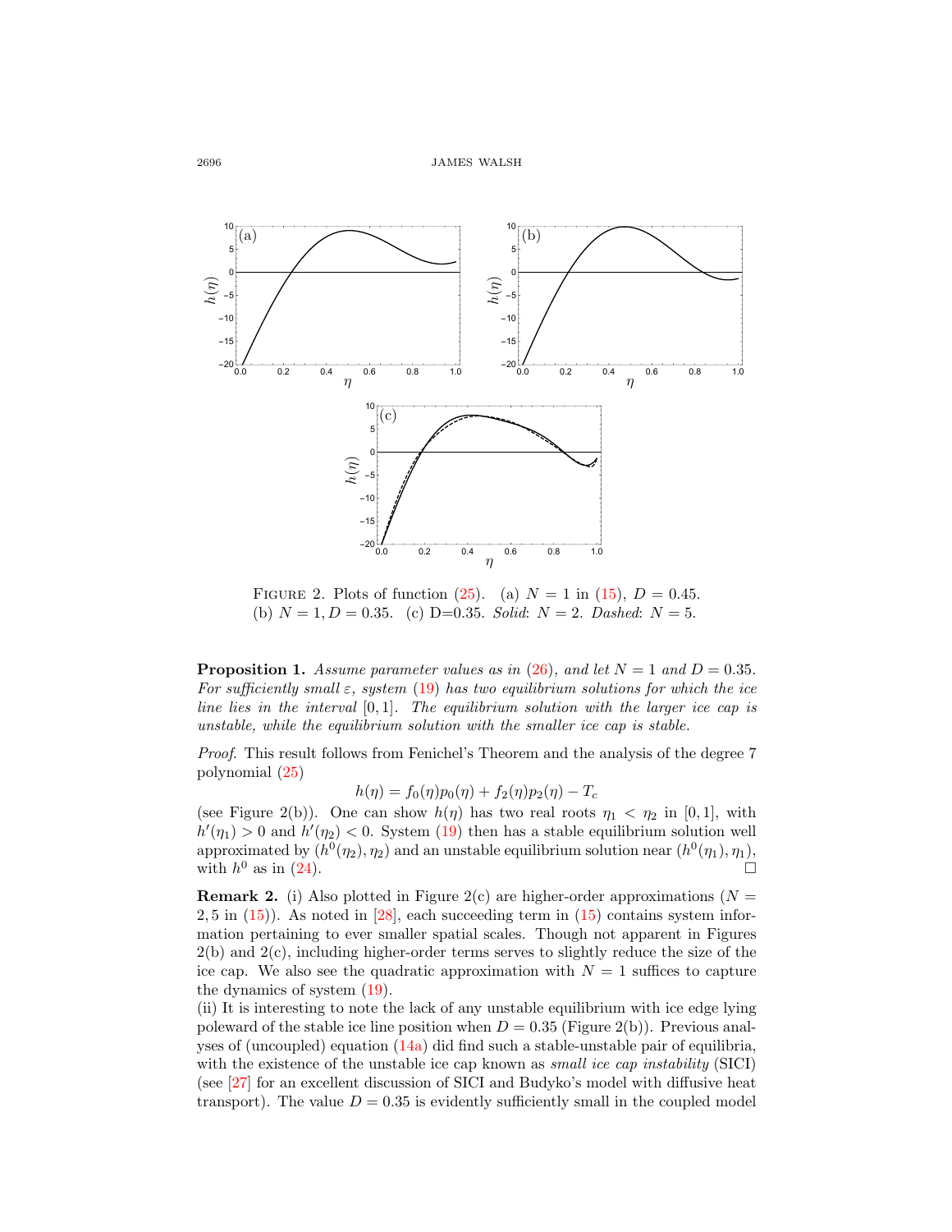FIGURE 2. Plots of function (25). (a) $N = 1$ in (15), $D = 0.45$. (b) $N = 1, D = 0.35$. (c) D=0.35. *Solid*: $N = 2$. *Dashed*: $N = 5$.

**Proposition 1.** *Assume parameter values as in (26), and let $N = 1$ and $D = 0.35$. For sufficiently small $\varepsilon$, system (19) has two equilibrium solutions for which the ice line lies in the interval $[0, 1]$. The equilibrium solution with the larger ice cap is unstable, while the equilibrium solution with the smaller ice cap is stable.*

*Proof.* This result follows from Fenichel's Theorem and the analysis of the degree 7 polynomial (25)

$$h(\eta) = f_0(\eta)p_0(\eta) + f_2(\eta)p_2(\eta) - T_c$$

(see Figure 2(b)). One can show $h(\eta)$ has two real roots $\eta_1 < \eta_2$ in $[0, 1]$, with $h'(\eta_1) > 0$ and $h'(\eta_2) < 0$. System (19) then has a stable equilibrium solution well approximated by $(h^0(\eta_2), \eta_2)$ and an unstable equilibrium solution near $(h^0(\eta_1), \eta_1)$, with $h^0$ as in (24). □

**Remark 2.** (i) Also plotted in Figure 2(c) are higher-order approximations ($N = 2, 5$ in (15)). As noted in [28], each succeeding term in (15) contains system information pertaining to ever smaller spatial scales. Though not apparent in Figures 2(b) and 2(c), including higher-order terms serves to slightly reduce the size of the ice cap. We also see the quadratic approximation with $N = 1$ suffices to capture the dynamics of system (19).

(ii) It is interesting to note the lack of any unstable equilibrium with ice edge lying poleward of the stable ice line position when $D = 0.35$ (Figure 2(b)). Previous analyses of (uncoupled) equation (14a) did find such a stable-unstable pair of equilibria, with the existence of the unstable ice cap known as *small ice cap instability* (SICI) (see [27] for an excellent discussion of SICI and Budyko's model with diffusive heat transport). The value $D = 0.35$ is evidently sufficiently small in the coupled model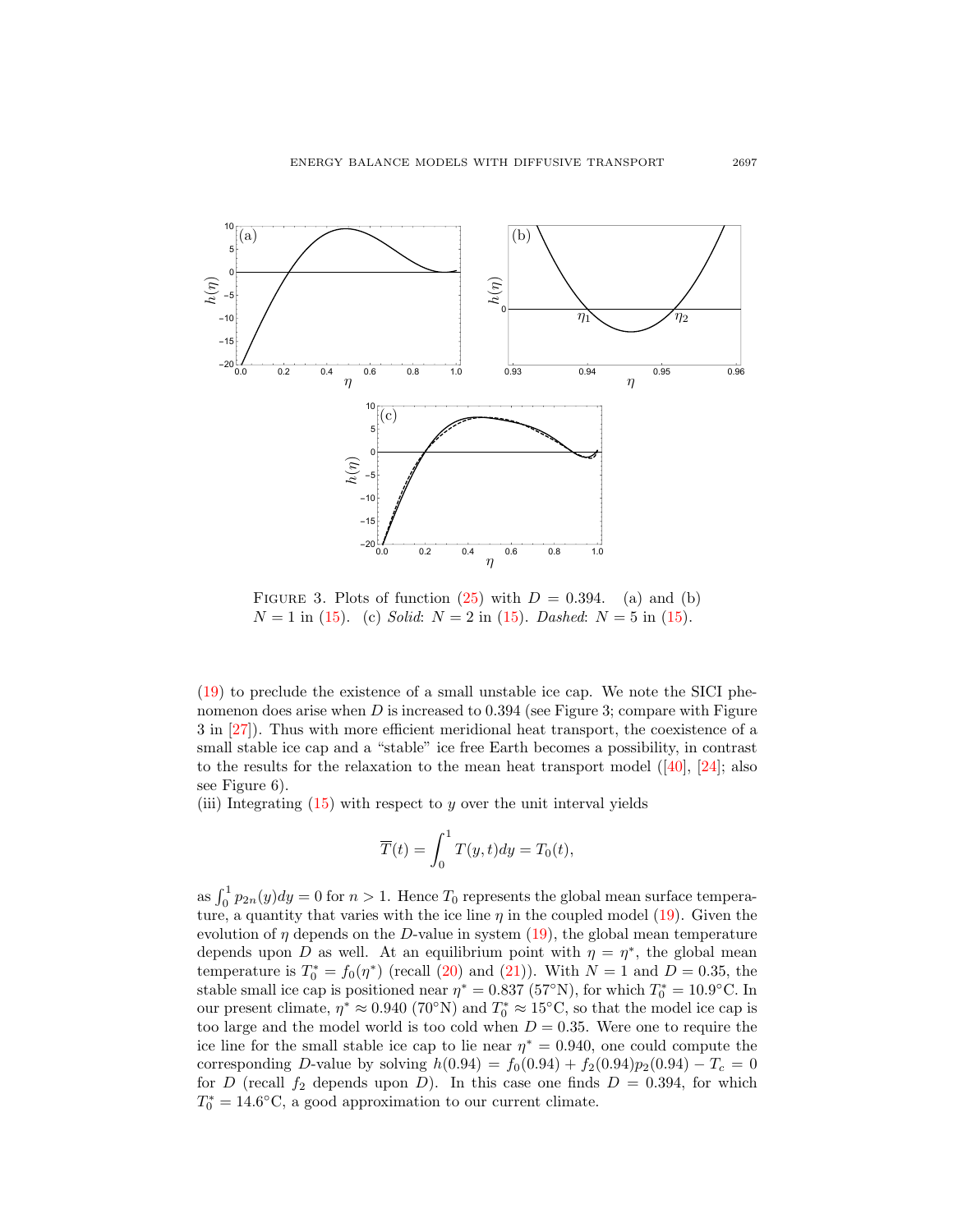FIGURE 3. Plots of function (25) with $D = 0.394$. (a) and (b) $N = 1$ in (15). (c) *Solid*: $N = 2$ in (15). *Dashed*: $N = 5$ in (15).

(19) to preclude the existence of a small unstable ice cap. We note the SICI phenomenon does arise when $D$ is increased to 0.394 (see Figure 3; compare with Figure 3 in [27]). Thus with more efficient meridional heat transport, the coexistence of a small stable ice cap and a "stable" ice free Earth becomes a possibility, in contrast to the results for the relaxation to the mean heat transport model ([40], [24]; also see Figure 6).

(iii) Integrating (15) with respect to $y$ over the unit interval yields

$$\overline{T}(t) = \int_0^1 T(y,t)dy = T_0(t),$$

as $\int_0^1 p_{2n}(y)dy = 0$ for $n > 1$. Hence $T_0$ represents the global mean surface temperature, a quantity that varies with the ice line $\eta$ in the coupled model (19). Given the evolution of $\eta$ depends on the $D$-value in system (19), the global mean temperature depends upon $D$ as well. At an equilibrium point with $\eta = \eta^*$, the global mean temperature is $T_0^* = f_0(\eta^*)$ (recall (20) and (21)). With $N = 1$ and $D = 0.35$, the stable small ice cap is positioned near $\eta^* = 0.837$ (57°N), for which $T_0^* = 10.9$°C. In our present climate, $\eta^* \approx 0.940$ (70°N) and $T_0^* \approx 15$°C, so that the model ice cap is too large and the model world is too cold when $D = 0.35$. Were one to require the ice line for the small stable ice cap to lie near $\eta^* = 0.940$, one could compute the corresponding $D$-value by solving $h(0.94) = f_0(0.94) + f_2(0.94)p_2(0.94) - T_c = 0$ for $D$ (recall $f_2$ depends upon $D$). In this case one finds $D = 0.394$, for which $T_0^* = 14.6$°C, a good approximation to our current climate.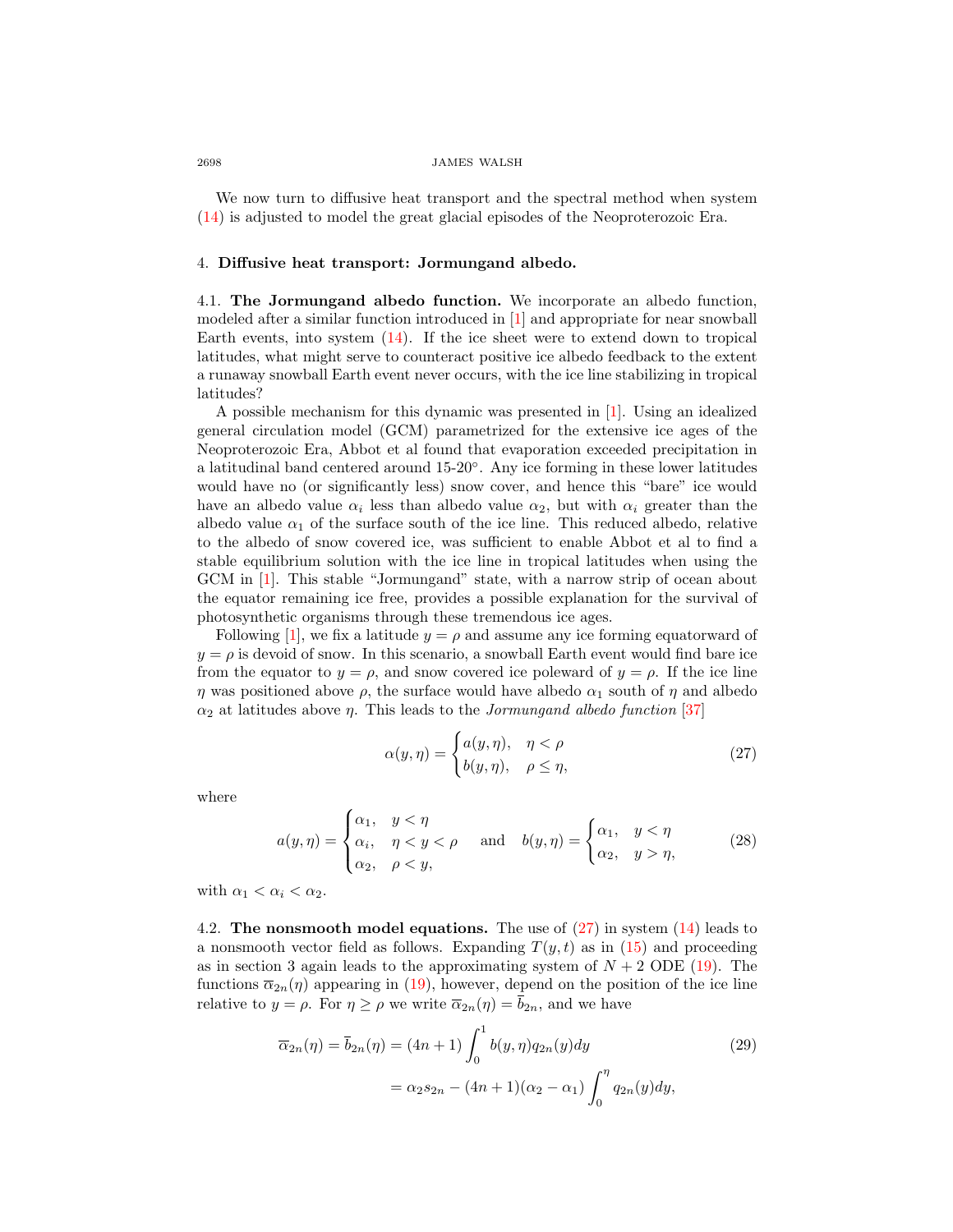We now turn to diffusive heat transport and the spectral method when system (14) is adjusted to model the great glacial episodes of the Neoproterozoic Era.

## 4. **Diffusive heat transport: Jormungand albedo.**

**4.1. The Jormungand albedo function.** We incorporate an albedo function, modeled after a similar function introduced in [1] and appropriate for near snowball Earth events, into system (14). If the ice sheet were to extend down to tropical latitudes, what might serve to counteract positive ice albedo feedback to the extent a runaway snowball Earth event never occurs, with the ice line stabilizing in tropical latitudes?

A possible mechanism for this dynamic was presented in [1]. Using an idealized general circulation model (GCM) parametrized for the extensive ice ages of the Neoproterozoic Era, Abbot et al found that evaporation exceeded precipitation in a latitudinal band centered around 15-20°. Any ice forming in these lower latitudes would have no (or significantly less) snow cover, and hence this "bare" ice would have an albedo value $\alpha_i$ less than albedo value $\alpha_2$, but with $\alpha_i$ greater than the albedo value $\alpha_1$ of the surface south of the ice line. This reduced albedo, relative to the albedo of snow covered ice, was sufficient to enable Abbot et al to find a stable equilibrium solution with the ice line in tropical latitudes when using the GCM in [1]. This stable "Jormungand" state, with a narrow strip of ocean about the equator remaining ice free, provides a possible explanation for the survival of photosynthetic organisms through these tremendous ice ages.

Following [1], we fix a latitude $y = \rho$ and assume any ice forming equatorward of $y = \rho$ is devoid of snow. In this scenario, a snowball Earth event would find bare ice from the equator to $y = \rho$, and snow covered ice poleward of $y = \rho$. If the ice line $\eta$ was positioned above $\rho$, the surface would have albedo $\alpha_1$ south of $\eta$ and albedo $\alpha_2$ at latitudes above $\eta$. This leads to the *Jormungand albedo function* [37]

$$\alpha(y, \eta) = \begin{cases} a(y, \eta), & \eta < \rho \\ b(y, \eta), & \rho \le \eta, \end{cases} \tag{27}$$

where

$$a(y, \eta) = \begin{cases} \alpha_1, & y < \eta \\ \alpha_i, & \eta < y < \rho \\ \alpha_2, & \rho < y, \end{cases} \quad \text{and} \quad b(y, \eta) = \begin{cases} \alpha_1, & y < \eta \\ \alpha_2, & y > \eta, \end{cases} \tag{28}$$

with $\alpha_1 < \alpha_i < \alpha_2$.

**4.2. The nonsmooth model equations.** The use of (27) in system (14) leads to a nonsmooth vector field as follows. Expanding $T(y, t)$ as in (15) and proceeding as in section 3 again leads to the approximating system of $N + 2$ ODE (19). The functions $\overline{\alpha}_{2n}(\eta)$ appearing in (19), however, depend on the position of the ice line relative to $y = \rho$. For $\eta \ge \rho$ we write $\overline{\alpha}_{2n}(\eta) = \overline{b}_{2n}$, and we have

$$\begin{aligned} \overline{\alpha}_{2n}(\eta) = \overline{b}_{2n}(\eta) &= (4n + 1) \int_0^1 b(y, \eta) q_{2n}(y) dy \\ &= \alpha_2 s_{2n} - (4n + 1)(\alpha_2 - \alpha_1) \int_0^\eta q_{2n}(y) dy, \end{aligned} \tag{29}$$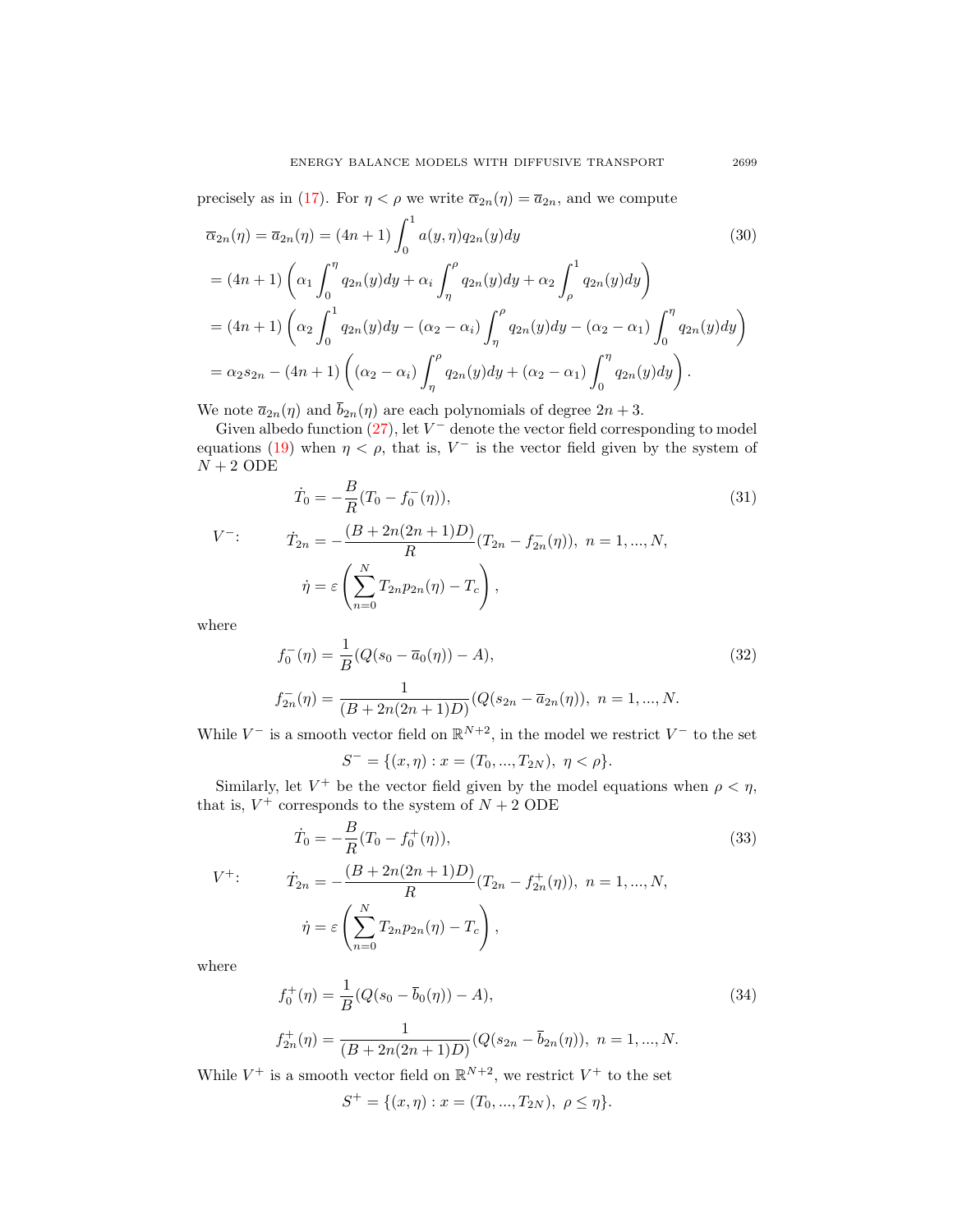precisely as in (17). For $\eta < \rho$ we write $\overline{\alpha}_{2n}(\eta) = \overline{a}_{2n}$, and we compute

$$
\begin{aligned}
\overline{\alpha}_{2n}(\eta) &= \overline{a}_{2n}(\eta) = (4n+1)\int_0^1 a(y,\eta) q_{2n}(y)dy \qquad (30)\\
&= (4n+1)\left(\alpha_1 \int_0^\eta q_{2n}(y)dy + \alpha_i \int_\eta^\rho q_{2n}(y)dy + \alpha_2 \int_\rho^1 q_{2n}(y)dy\right)\\
&= (4n+1)\left(\alpha_2 \int_0^1 q_{2n}(y)dy - (\alpha_2 - \alpha_i)\int_\eta^\rho q_{2n}(y)dy - (\alpha_2 - \alpha_1)\int_0^\eta q_{2n}(y)dy\right)\\
&= \alpha_2 s_{2n} - (4n+1)\left((\alpha_2 - \alpha_i)\int_\eta^\rho q_{2n}(y)dy + (\alpha_2 - \alpha_1)\int_0^\eta q_{2n}(y)dy\right).
\end{aligned}
$$

We note $\overline{a}_{2n}(\eta)$ and $\overline{b}_{2n}(\eta)$ are each polynomials of degree $2n+3$.

Given albedo function (27), let $V^-$ denote the vector field corresponding to model equations (19) when $\eta < \rho$, that is, $V^-$ is the vector field given by the system of $N+2$ ODE

$$
V^-: \qquad
\begin{aligned}
\dot{T}_0 &= -\frac{B}{R}(T_0 - f_0^-(\eta)), \qquad (31)\\
\dot{T}_{2n} &= -\frac{(B + 2n(2n+1)D)}{R}(T_{2n} - f_{2n}^-(\eta)),\ n = 1, ..., N,\\
\dot{\eta} &= \varepsilon\left(\sum_{n=0}^N T_{2n} p_{2n}(\eta) - T_c\right),
\end{aligned}
$$

where

$$
\begin{aligned}
f_0^-(\eta) &= \frac{1}{B}(Q(s_0 - \overline{a}_0(\eta)) - A), \qquad (32)\\
f_{2n}^-(\eta) &= \frac{1}{(B + 2n(2n+1)D)}(Q(s_{2n} - \overline{a}_{2n}(\eta)),\ n = 1, ..., N.
\end{aligned}
$$

While $V^-$ is a smooth vector field on $\mathbb{R}^{N+2}$, in the model we restrict $V^-$ to the set

$$
S^- = \{(x, \eta) : x = (T_0, ..., T_{2N}),\ \eta < \rho\}.
$$

Similarly, let $V^+$ be the vector field given by the model equations when $\rho < \eta$, that is, $V^+$ corresponds to the system of $N+2$ ODE

$$
V^+: \qquad
\begin{aligned}
\dot{T}_0 &= -\frac{B}{R}(T_0 - f_0^+(\eta)), \qquad (33)\\
\dot{T}_{2n} &= -\frac{(B + 2n(2n+1)D)}{R}(T_{2n} - f_{2n}^+(\eta)),\ n = 1, ..., N,\\
\dot{\eta} &= \varepsilon\left(\sum_{n=0}^N T_{2n} p_{2n}(\eta) - T_c\right),
\end{aligned}
$$

where

$$
\begin{aligned}
f_0^+(\eta) &= \frac{1}{B}(Q(s_0 - \overline{b}_0(\eta)) - A), \qquad (34)\\
f_{2n}^+(\eta) &= \frac{1}{(B + 2n(2n+1)D)}(Q(s_{2n} - \overline{b}_{2n}(\eta)),\ n = 1, ..., N.
\end{aligned}
$$

While $V^+$ is a smooth vector field on $\mathbb{R}^{N+2}$, we restrict $V^+$ to the set

$$
S^+ = \{(x, \eta) : x = (T_0, ..., T_{2N}),\ \rho \leq \eta\}.
$$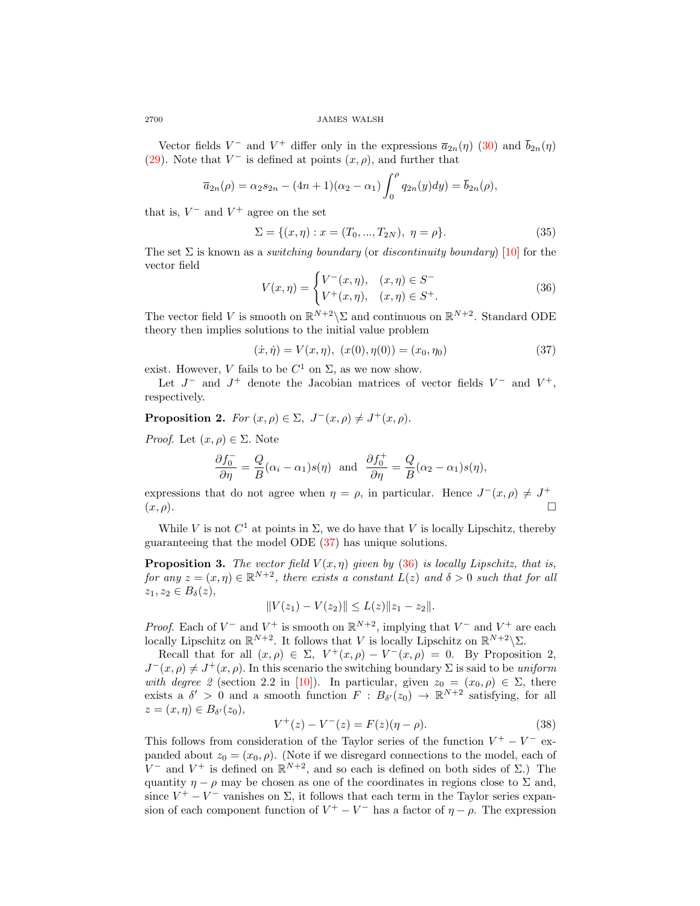Vector fields $V^-$ and $V^+$ differ only in the expressions $\overline{a}_{2n}(\eta)$ (30) and $\overline{b}_{2n}(\eta)$ (29). Note that $V^-$ is defined at points $(x, \rho)$, and further that

$$\overline{a}_{2n}(\rho) = \alpha_2 s_{2n} - (4n+1)(\alpha_2 - \alpha_1)\int_0^\rho q_{2n}(y)dy) = \overline{b}_{2n}(\rho),$$

that is, $V^-$ and $V^+$ agree on the set

$$\Sigma = \{(x, \eta) : x = (T_0, ..., T_{2N}),\ \eta = \rho\}. \tag{35}$$

The set $\Sigma$ is known as a *switching boundary* (or *discontinuity boundary*) [10] for the vector field

$$V(x,\eta) = \begin{cases} V^-(x,\eta), & (x,\eta) \in S^- \\ V^+(x,\eta), & (x,\eta) \in S^+. \end{cases} \tag{36}$$

The vector field $V$ is smooth on $\mathbb{R}^{N+2}\backslash\Sigma$ and continuous on $\mathbb{R}^{N+2}$. Standard ODE theory then implies solutions to the initial value problem

$$(\dot{x}, \dot{\eta}) = V(x, \eta),\ (x(0), \eta(0)) = (x_0, \eta_0) \tag{37}$$

exist. However, $V$ fails to be $C^1$ on $\Sigma$, as we now show.

Let $J^-$ and $J^+$ denote the Jacobian matrices of vector fields $V^-$ and $V^+$, respectively.

**Proposition 2.** *For $(x, \rho) \in \Sigma,\ J^-(x, \rho) \neq J^+(x, \rho)$.*

*Proof.* Let $(x, \rho) \in \Sigma$. Note

$$\frac{\partial f_0^-}{\partial \eta} = \frac{Q}{B}(\alpha_i - \alpha_1)s(\eta) \ \text{ and } \ \frac{\partial f_0^+}{\partial \eta} = \frac{Q}{B}(\alpha_2 - \alpha_1)s(\eta),$$

expressions that do not agree when $\eta = \rho$, in particular. Hence $J^-(x, \rho) \neq J^+(x, \rho)$. □

While $V$ is not $C^1$ at points in $\Sigma$, we do have that $V$ is locally Lipschitz, thereby guaranteeing that the model ODE (37) has unique solutions.

**Proposition 3.** *The vector field $V(x, \eta)$ given by (36) is locally Lipschitz, that is, for any $z = (x, \eta) \in \mathbb{R}^{N+2}$, there exists a constant $L(z)$ and $\delta > 0$ such that for all $z_1, z_2 \in B_\delta(z)$,*

$$\|V(z_1) - V(z_2)\| \leq L(z)\|z_1 - z_2\|.$$

*Proof.* Each of $V^-$ and $V^+$ is smooth on $\mathbb{R}^{N+2}$, implying that $V^-$ and $V^+$ are each locally Lipschitz on $\mathbb{R}^{N+2}$. It follows that $V$ is locally Lipschitz on $\mathbb{R}^{N+2}\backslash\Sigma$.

Recall that for all $(x, \rho) \in \Sigma,\ V^+(x, \rho) - V^-(x, \rho) = 0$. By Proposition 2, $J^-(x, \rho) \neq J^+(x, \rho)$. In this scenario the switching boundary $\Sigma$ is said to be *uniform with degree 2* (section 2.2 in [10]). In particular, given $z_0 = (x_0, \rho) \in \Sigma$, there exists a $\delta' > 0$ and a smooth function $F : B_{\delta'}(z_0) \to \mathbb{R}^{N+2}$ satisfying, for all $z = (x, \eta) \in B_{\delta'}(z_0)$,

$$V^+(z) - V^-(z) = F(z)(\eta - \rho). \tag{38}$$

This follows from consideration of the Taylor series of the function $V^+ - V^-$ expanded about $z_0 = (x_0, \rho)$. (Note if we disregard connections to the model, each of $V^-$ and $V^+$ is defined on $\mathbb{R}^{N+2}$, and so each is defined on both sides of $\Sigma$.) The quantity $\eta - \rho$ may be chosen as one of the coordinates in regions close to $\Sigma$ and, since $V^+ - V^-$ vanishes on $\Sigma$, it follows that each term in the Taylor series expansion of each component function of $V^+ - V^-$ has a factor of $\eta - \rho$. The expression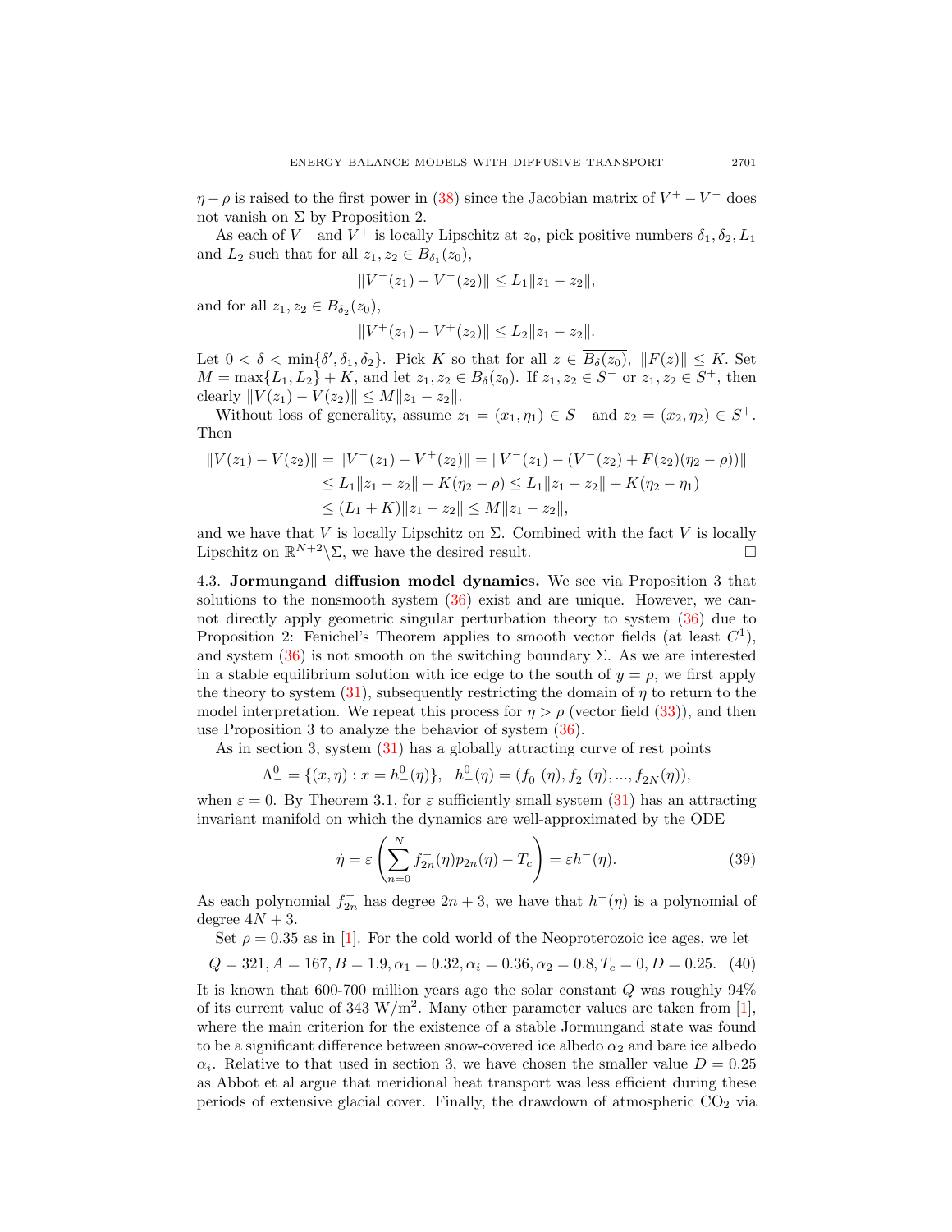$\eta - \rho$ is raised to the first power in (38) since the Jacobian matrix of $V^+ - V^-$ does not vanish on $\Sigma$ by Proposition 2.

As each of $V^-$ and $V^+$ is locally Lipschitz at $z_0$, pick positive numbers $\delta_1, \delta_2, L_1$ and $L_2$ such that for all $z_1, z_2 \in B_{\delta_1}(z_0)$,

$$\|V^-(z_1) - V^-(z_2)\| \leq L_1 \|z_1 - z_2\|,$$

and for all $z_1, z_2 \in B_{\delta_2}(z_0)$,

$$\|V^+(z_1) - V^+(z_2)\| \leq L_2 \|z_1 - z_2\|.$$

Let $0 < \delta < \min\{\delta', \delta_1, \delta_2\}$. Pick $K$ so that for all $z \in \overline{B_\delta(z_0)}$, $\|F(z)\| \leq K$. Set $M = \max\{L_1, L_2\} + K$, and let $z_1, z_2 \in B_\delta(z_0)$. If $z_1, z_2 \in S^-$ or $z_1, z_2 \in S^+$, then clearly $\|V(z_1) - V(z_2)\| \leq M\|z_1 - z_2\|$.

Without loss of generality, assume $z_1 = (x_1, \eta_1) \in S^-$ and $z_2 = (x_2, \eta_2) \in S^+$. Then

$$\begin{aligned}
\|V(z_1) - V(z_2)\| &= \|V^-(z_1) - V^+(z_2)\| = \|V^-(z_1) - (V^-(z_2) + F(z_2)(\eta_2 - \rho))\| \\
&\leq L_1\|z_1 - z_2\| + K(\eta_2 - \rho) \leq L_1 \|z_1 - z_2\| + K(\eta_2 - \eta_1) \\
&\leq (L_1 + K)\|z_1 - z_2\| \leq M\|z_1 - z_2\|,
\end{aligned}$$

and we have that $V$ is locally Lipschitz on $\Sigma$. Combined with the fact $V$ is locally Lipschitz on $\mathbb{R}^{N+2} \backslash \Sigma$, we have the desired result. ☐

### 4.3. Jormungand diffusion model dynamics.

We see via Proposition 3 that solutions to the nonsmooth system (36) exist and are unique. However, we cannot directly apply geometric singular perturbation theory to system (36) due to Proposition 2: Fenichel's Theorem applies to smooth vector fields (at least $C^1$), and system (36) is not smooth on the switching boundary $\Sigma$. As we are interested in a stable equilibrium solution with ice edge to the south of $y = \rho$, we first apply the theory to system (31), subsequently restricting the domain of $\eta$ to return to the model interpretation. We repeat this process for $\eta > \rho$ (vector field (33)), and then use Proposition 3 to analyze the behavior of system (36).

As in section 3, system (31) has a globally attracting curve of rest points

$$\Lambda_-^0 = \{(x, \eta) : x = h_-^0(\eta)\}, \quad h_-^0(\eta) = (f_0^-(\eta), f_2^-(\eta), ..., f_{2N}^-(\eta)),$$

when $\varepsilon = 0$. By Theorem 3.1, for $\varepsilon$ sufficiently small system (31) has an attracting invariant manifold on which the dynamics are well-approximated by the ODE

$$\dot{\eta} = \varepsilon \left( \sum_{n=0}^{N} f_{2n}^-(\eta) p_{2n}(\eta) - T_c \right) = \varepsilon h^-(\eta). \tag{39}$$

As each polynomial $f_{2n}^-$ has degree $2n + 3$, we have that $h^-(\eta)$ is a polynomial of degree $4N + 3$.

Set $\rho = 0.35$ as in [1]. For the cold world of the Neoproterozoic ice ages, we let

$$Q = 321, A = 167, B = 1.9, \alpha_1 = 0.32, \alpha_i = 0.36, \alpha_2 = 0.8, T_c = 0, D = 0.25. \tag{40}$$

It is known that 600-700 million years ago the solar constant $Q$ was roughly 94% of its current value of 343 W/m$^2$. Many other parameter values are taken from [1], where the main criterion for the existence of a stable Jormungand state was found to be a significant difference between snow-covered ice albedo $\alpha_2$ and bare ice albedo $\alpha_i$. Relative to that used in section 3, we have chosen the smaller value $D = 0.25$ as Abbot et al argue that meridional heat transport was less efficient during these periods of extensive glacial cover. Finally, the drawdown of atmospheric $CO_2$ via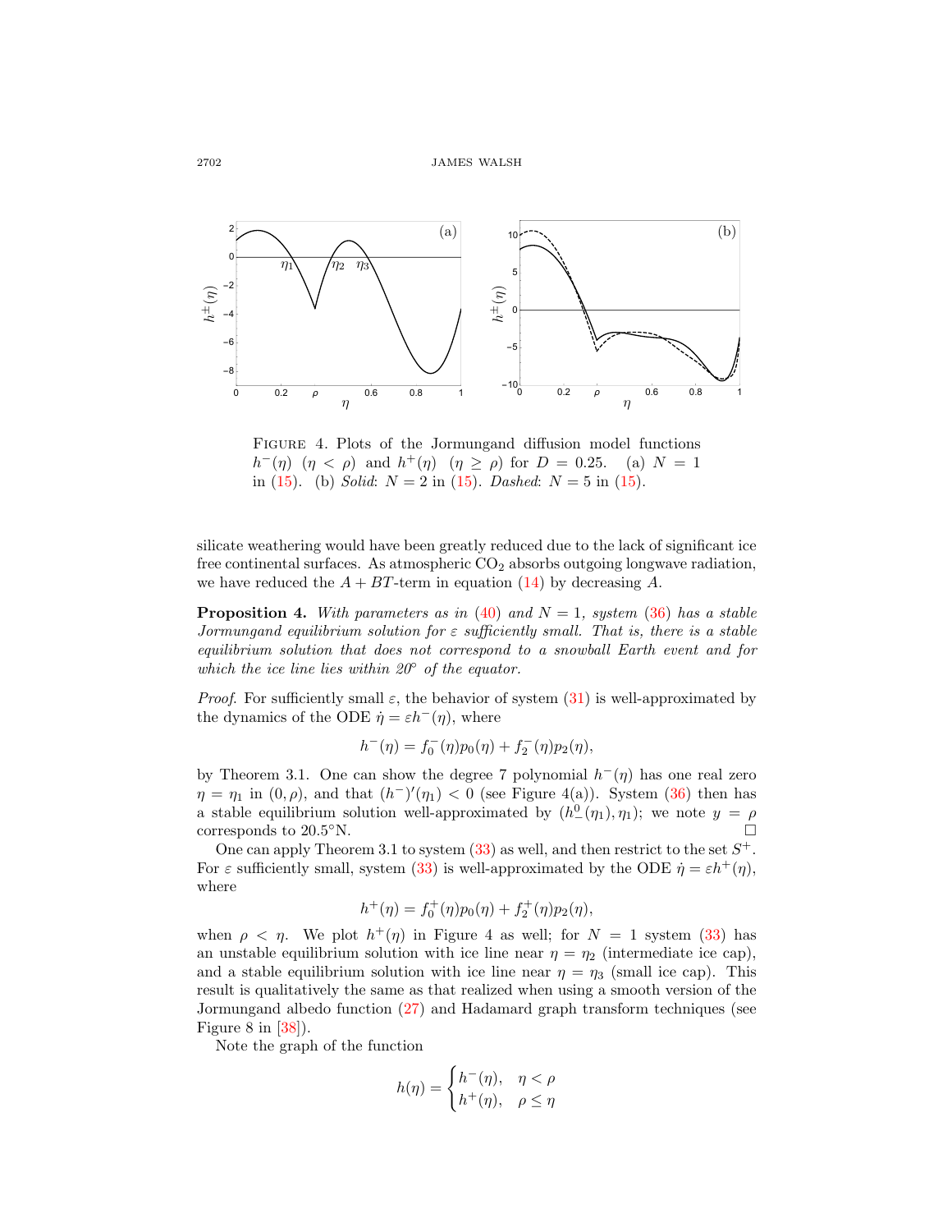FIGURE 4. Plots of the Jormungand diffusion model functions $h^-(\eta)$ $(\eta < \rho)$ and $h^+(\eta)$ $(\eta \geq \rho)$ for $D = 0.25$. (a) $N = 1$ in (15). (b) *Solid*: $N = 2$ in (15). *Dashed*: $N = 5$ in (15).

silicate weathering would have been greatly reduced due to the lack of significant ice free continental surfaces. As atmospheric $CO_2$ absorbs outgoing longwave radiation, we have reduced the $A + BT$-term in equation (14) by decreasing $A$.

**Proposition 4.** *With parameters as in (40) and $N = 1$, system (36) has a stable Jormungand equilibrium solution for $\varepsilon$ sufficiently small. That is, there is a stable equilibrium solution that does not correspond to a snowball Earth event and for which the ice line lies within 20° of the equator.*

*Proof.* For sufficiently small $\varepsilon$, the behavior of system (31) is well-approximated by the dynamics of the ODE $\dot{\eta} = \varepsilon h^-(\eta)$, where

$$h^-(\eta) = f_0^-(\eta)p_0(\eta) + f_2^-(\eta)p_2(\eta),$$

by Theorem 3.1. One can show the degree 7 polynomial $h^-(\eta)$ has one real zero $\eta = \eta_1$ in $(0, \rho)$, and that $(h^-)'(\eta_1) < 0$ (see Figure 4(a)). System (36) then has a stable equilibrium solution well-approximated by $(h_-^0(\eta_1), \eta_1)$; we note $y = \rho$ corresponds to 20.5°N. □

One can apply Theorem 3.1 to system (33) as well, and then restrict to the set $S^+$. For $\varepsilon$ sufficiently small, system (33) is well-approximated by the ODE $\dot{\eta} = \varepsilon h^+(\eta)$, where

$$h^+(\eta) = f_0^+(\eta)p_0(\eta) + f_2^+(\eta)p_2(\eta),$$

when $\rho < \eta$. We plot $h^+(\eta)$ in Figure 4 as well; for $N = 1$ system (33) has an unstable equilibrium solution with ice line near $\eta = \eta_2$ (intermediate ice cap), and a stable equilibrium solution with ice line near $\eta = \eta_3$ (small ice cap). This result is qualitatively the same as that realized when using a smooth version of the Jormungand albedo function (27) and Hadamard graph transform techniques (see Figure 8 in [38]).

Note the graph of the function

$$h(\eta) = \begin{cases} h^-(\eta), & \eta < \rho \\ h^+(\eta), & \rho \leq \eta \end{cases}$$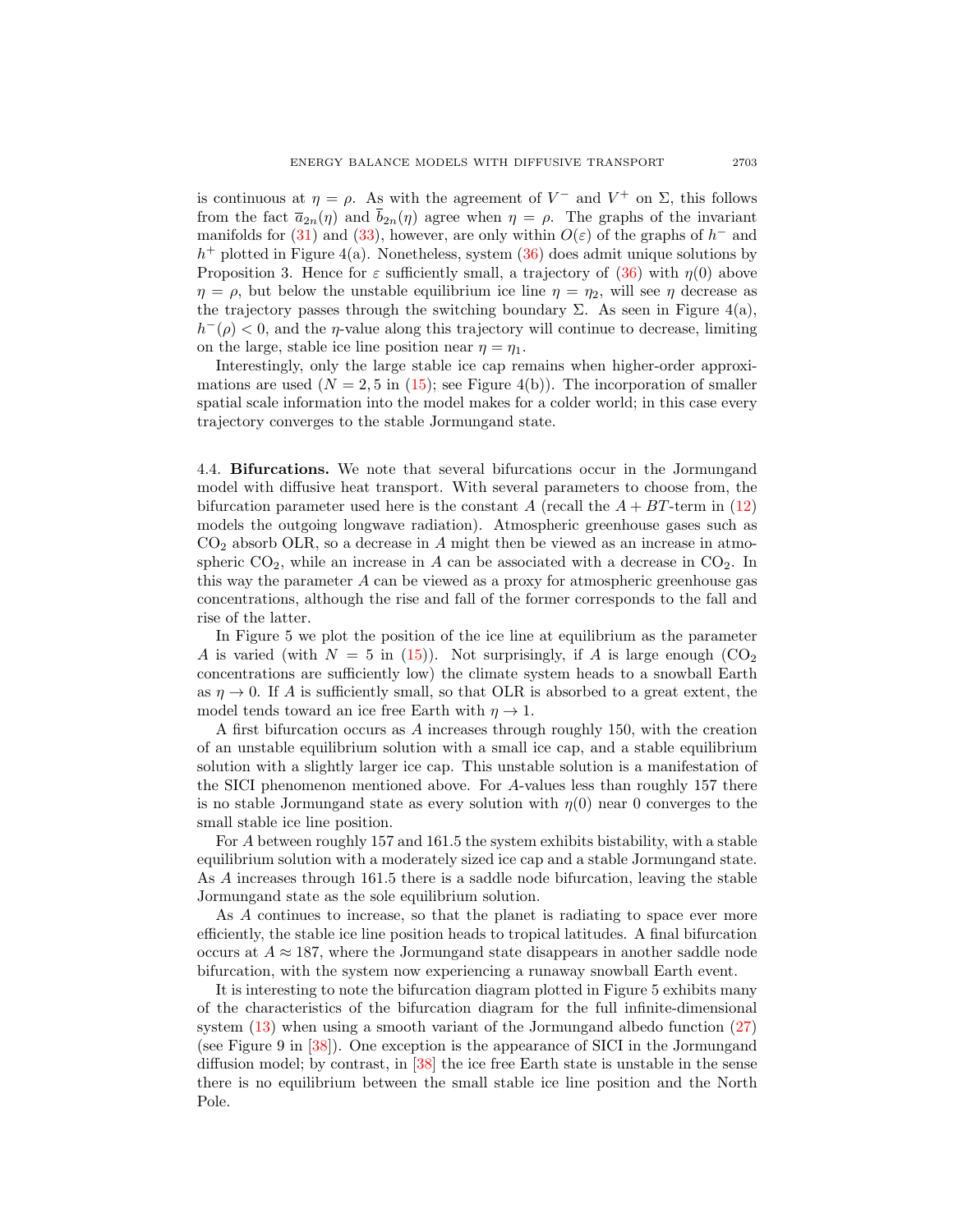is continuous at $\eta = \rho$. As with the agreement of $V^-$ and $V^+$ on $\Sigma$, this follows from the fact $\overline{a}_{2n}(\eta)$ and $\overline{b}_{2n}(\eta)$ agree when $\eta = \rho$. The graphs of the invariant manifolds for (31) and (33), however, are only within $O(\varepsilon)$ of the graphs of $h^-$ and $h^+$ plotted in Figure 4(a). Nonetheless, system (36) does admit unique solutions by Proposition 3. Hence for $\varepsilon$ sufficiently small, a trajectory of (36) with $\eta(0)$ above $\eta = \rho$, but below the unstable equilibrium ice line $\eta = \eta_2$, will see $\eta$ decrease as the trajectory passes through the switching boundary $\Sigma$. As seen in Figure 4(a), $h^-(\rho) < 0$, and the $\eta$-value along this trajectory will continue to decrease, limiting on the large, stable ice line position near $\eta = \eta_1$.

Interestingly, only the large stable ice cap remains when higher-order approximations are used ($N = 2, 5$ in (15); see Figure 4(b)). The incorporation of smaller spatial scale information into the model makes for a colder world; in this case every trajectory converges to the stable Jormungand state.

### 4.4. Bifurcations.

We note that several bifurcations occur in the Jormungand model with diffusive heat transport. With several parameters to choose from, the bifurcation parameter used here is the constant $A$ (recall the $A + BT$-term in (12) models the outgoing longwave radiation). Atmospheric greenhouse gases such as $CO_2$ absorb OLR, so a decrease in $A$ might then be viewed as an increase in atmospheric $CO_2$, while an increase in $A$ can be associated with a decrease in $CO_2$. In this way the parameter $A$ can be viewed as a proxy for atmospheric greenhouse gas concentrations, although the rise and fall of the former corresponds to the fall and rise of the latter.

In Figure 5 we plot the position of the ice line at equilibrium as the parameter $A$ is varied (with $N = 5$ in (15)). Not surprisingly, if $A$ is large enough ($CO_2$ concentrations are sufficiently low) the climate system heads to a snowball Earth as $\eta \to 0$. If $A$ is sufficiently small, so that OLR is absorbed to a great extent, the model tends toward an ice free Earth with $\eta \to 1$.

A first bifurcation occurs as $A$ increases through roughly 150, with the creation of an unstable equilibrium solution with a small ice cap, and a stable equilibrium solution with a slightly larger ice cap. This unstable solution is a manifestation of the SICI phenomenon mentioned above. For $A$-values less than roughly 157 there is no stable Jormungand state as every solution with $\eta(0)$ near 0 converges to the small stable ice line position.

For $A$ between roughly 157 and 161.5 the system exhibits bistability, with a stable equilibrium solution with a moderately sized ice cap and a stable Jormungand state. As $A$ increases through 161.5 there is a saddle node bifurcation, leaving the stable Jormungand state as the sole equilibrium solution.

As $A$ continues to increase, so that the planet is radiating to space ever more efficiently, the stable ice line position heads to tropical latitudes. A final bifurcation occurs at $A \approx 187$, where the Jormungand state disappears in another saddle node bifurcation, with the system now experiencing a runaway snowball Earth event.

It is interesting to note the bifurcation diagram plotted in Figure 5 exhibits many of the characteristics of the bifurcation diagram for the full infinite-dimensional system (13) when using a smooth variant of the Jormungand albedo function (27) (see Figure 9 in [38]). One exception is the appearance of SICI in the Jormungand diffusion model; by contrast, in [38] the ice free Earth state is unstable in the sense there is no equilibrium between the small stable ice line position and the North Pole.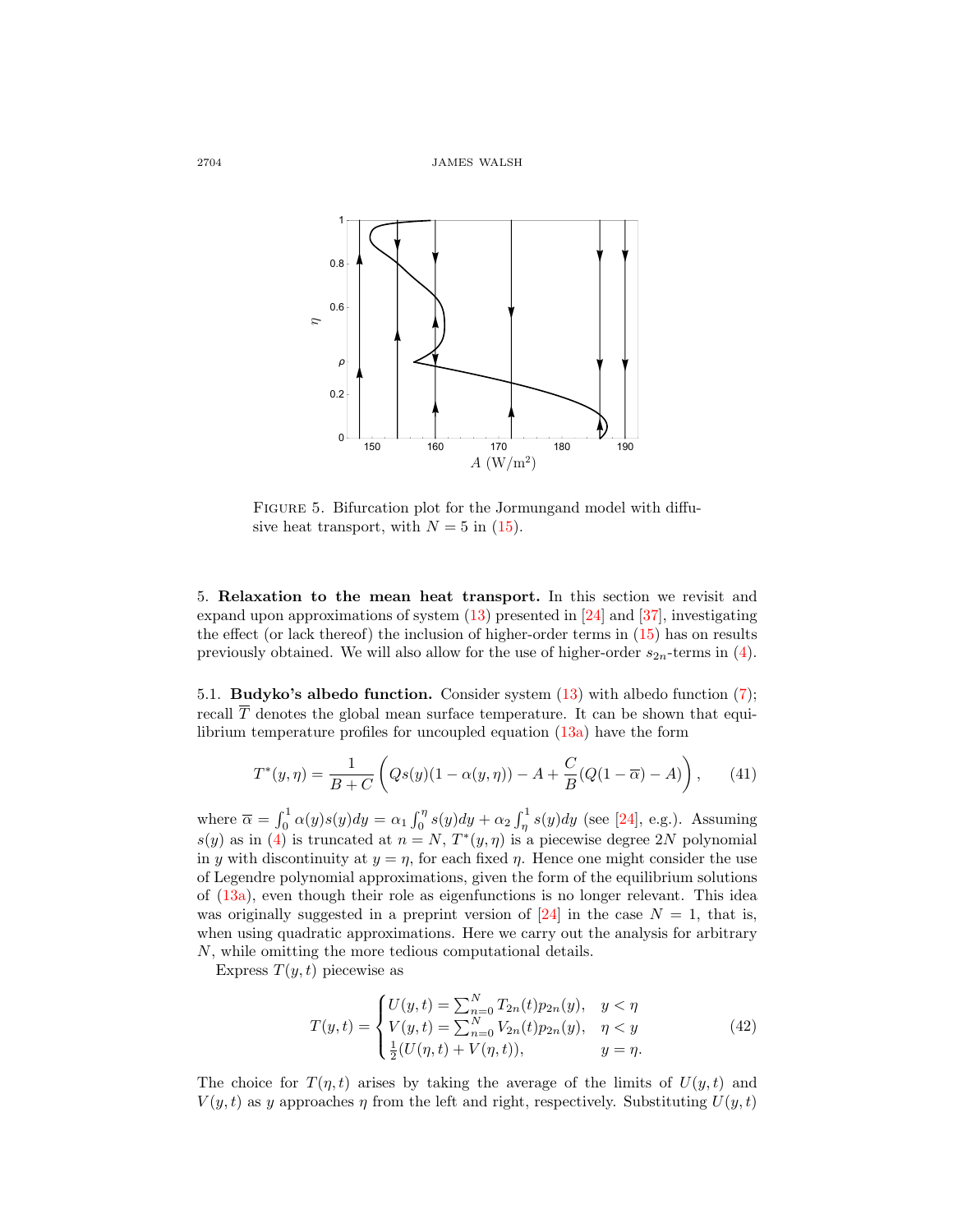FIGURE 5. Bifurcation plot for the Jormungand model with diffusive heat transport, with $N = 5$ in (15).

5. **Relaxation to the mean heat transport.** In this section we revisit and expand upon approximations of system (13) presented in [24] and [37], investigating the effect (or lack thereof) the inclusion of higher-order terms in (15) has on results previously obtained. We will also allow for the use of higher-order $s_{2n}$-terms in (4).

5.1. **Budyko's albedo function.** Consider system (13) with albedo function (7); recall $\overline{T}$ denotes the global mean surface temperature. It can be shown that equilibrium temperature profiles for uncoupled equation (13a) have the form

$$T^*(y,\eta) = \frac{1}{B+C}\left(Qs(y)(1-\alpha(y,\eta)) - A + \frac{C}{B}(Q(1-\overline{\alpha}) - A)\right), \qquad (41)$$

where $\overline{\alpha} = \int_0^1 \alpha(y)s(y)dy = \alpha_1 \int_0^\eta s(y)dy + \alpha_2 \int_\eta^1 s(y)dy$ (see [24], e.g.). Assuming $s(y)$ as in (4) is truncated at $n = N$, $T^*(y,\eta)$ is a piecewise degree $2N$ polynomial in $y$ with discontinuity at $y = \eta$, for each fixed $\eta$. Hence one might consider the use of Legendre polynomial approximations, given the form of the equilibrium solutions of (13a), even though their role as eigenfunctions is no longer relevant. This idea was originally suggested in a preprint version of [24] in the case $N = 1$, that is, when using quadratic approximations. Here we carry out the analysis for arbitrary $N$, while omitting the more tedious computational details.

Express $T(y,t)$ piecewise as

$$T(y,t) = \begin{cases} U(y,t) = \sum_{n=0}^{N} T_{2n}(t)p_{2n}(y), & y < \eta \\ V(y,t) = \sum_{n=0}^{N} V_{2n}(t)p_{2n}(y), & \eta < y \\ \frac{1}{2}(U(\eta,t) + V(\eta,t)), & y = \eta. \end{cases} \qquad (42)$$

The choice for $T(\eta,t)$ arises by taking the average of the limits of $U(y,t)$ and $V(y,t)$ as $y$ approaches $\eta$ from the left and right, respectively. Substituting $U(y,t)$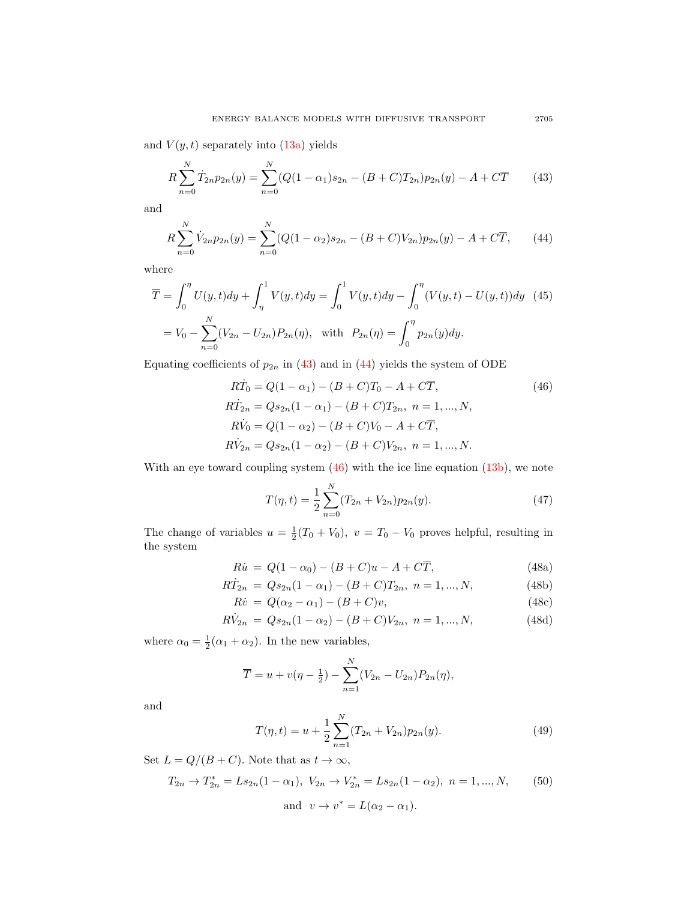and $V(y,t)$ separately into (13a) yields

$$R\sum_{n=0}^{N}\dot{T}_{2n}p_{2n}(y) = \sum_{n=0}^{N}(Q(1-\alpha_1)s_{2n} - (B+C)T_{2n})p_{2n}(y) - A + C\overline{T} \tag{43}$$

and

$$R\sum_{n=0}^{N}\dot{V}_{2n}p_{2n}(y) = \sum_{n=0}^{N}(Q(1-\alpha_2)s_{2n} - (B+C)V_{2n})p_{2n}(y) - A + C\overline{T}, \tag{44}$$

where

$$\overline{T} = \int_0^{\eta} U(y,t)dy + \int_{\eta}^{1} V(y,t)dy = \int_0^1 V(y,t)dy - \int_0^{\eta}(V(y,t) - U(y,t))dy \tag{45}$$

$$= V_0 - \sum_{n=0}^{N}(V_{2n} - U_{2n})P_{2n}(\eta), \quad \text{with} \quad P_{2n}(\eta) = \int_0^{\eta} p_{2n}(y)dy.$$

Equating coefficients of $p_{2n}$ in (43) and in (44) yields the system of ODE

$$\begin{aligned}
R\dot{T}_0 &= Q(1-\alpha_1) - (B+C)T_0 - A + C\overline{T}, \\
R\dot{T}_{2n} &= Qs_{2n}(1-\alpha_1) - (B+C)T_{2n}, \ n = 1, ..., N, \\
R\dot{V}_0 &= Q(1-\alpha_2) - (B+C)V_0 - A + C\overline{T}, \\
R\dot{V}_{2n} &= Qs_{2n}(1-\alpha_2) - (B+C)V_{2n}, \ n = 1, ..., N.
\end{aligned} \tag{46}$$

With an eye toward coupling system (46) with the ice line equation (13b), we note

$$T(\eta,t) = \frac{1}{2}\sum_{n=0}^{N}(T_{2n} + V_{2n})p_{2n}(y). \tag{47}$$

The change of variables $u = \frac{1}{2}(T_0 + V_0), \ v = T_0 - V_0$ proves helpful, resulting in the system

$$R\dot{u} = Q(1-\alpha_0) - (B+C)u - A + C\overline{T}, \tag{48a}$$

$$R\dot{T}_{2n} = Qs_{2n}(1-\alpha_1) - (B+C)T_{2n}, \ n = 1, ..., N, \tag{48b}$$

$$R\dot{v} = Q(\alpha_2 - \alpha_1) - (B+C)v, \tag{48c}$$

$$R\dot{V}_{2n} = Qs_{2n}(1-\alpha_2) - (B+C)V_{2n}, \ n = 1, ..., N, \tag{48d}$$

where $\alpha_0 = \frac{1}{2}(\alpha_1 + \alpha_2)$. In the new variables,

$$\overline{T} = u + v(\eta - \tfrac{1}{2}) - \sum_{n=1}^{N}(V_{2n} - U_{2n})P_{2n}(\eta),$$

and

$$T(\eta,t) = u + \frac{1}{2}\sum_{n=1}^{N}(T_{2n} + V_{2n})p_{2n}(y). \tag{49}$$

Set $L = Q/(B+C)$. Note that as $t \to \infty$,

$$T_{2n} \to T_{2n}^* = Ls_{2n}(1-\alpha_1), \ V_{2n} \to V_{2n}^* = Ls_{2n}(1-\alpha_2), \ n = 1, ..., N, \tag{50}$$

$$\text{and} \ \ v \to v^* = L(\alpha_2 - \alpha_1).$$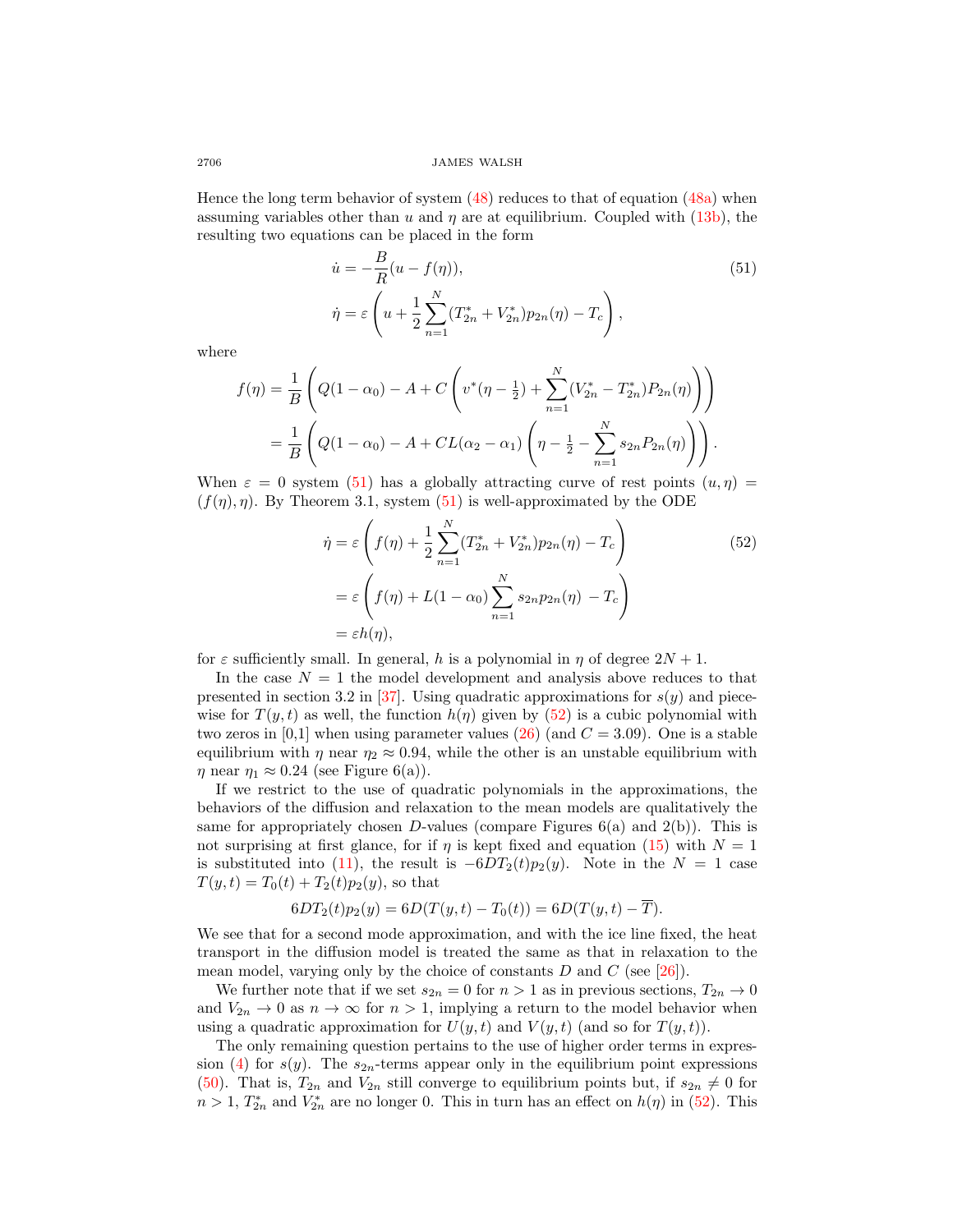Hence the long term behavior of system (48) reduces to that of equation (48a) when assuming variables other than $u$ and $\eta$ are at equilibrium. Coupled with (13b), the resulting two equations can be placed in the form

$$
\begin{aligned}
\dot{u} &= -\frac{B}{R}(u - f(\eta)), \\
\dot{\eta} &= \varepsilon\left(u + \frac{1}{2}\sum_{n=1}^{N}(T_{2n}^{*} + V_{2n}^{*})p_{2n}(\eta) - T_c\right),
\end{aligned}
\tag{51}
$$

where

$$
\begin{aligned}
f(\eta) &= \frac{1}{B}\left(Q(1-\alpha_0) - A + C\left(v^{*}(\eta - \tfrac{1}{2}) + \sum_{n=1}^{N}(V_{2n}^{*} - T_{2n}^{*})P_{2n}(\eta)\right)\right) \\
&= \frac{1}{B}\left(Q(1-\alpha_0) - A + CL(\alpha_2 - \alpha_1)\left(\eta - \tfrac{1}{2} - \sum_{n=1}^{N} s_{2n}P_{2n}(\eta)\right)\right).
\end{aligned}
$$

When $\varepsilon = 0$ system (51) has a globally attracting curve of rest points $(u, \eta) = (f(\eta), \eta)$. By Theorem 3.1, system (51) is well-approximated by the ODE

$$
\begin{aligned}
\dot{\eta} &= \varepsilon\left(f(\eta) + \frac{1}{2}\sum_{n=1}^{N}(T_{2n}^{*} + V_{2n}^{*})p_{2n}(\eta) - T_c\right) \\
&= \varepsilon\left(f(\eta) + L(1-\alpha_0)\sum_{n=1}^{N} s_{2n}p_{2n}(\eta) - T_c\right) \\
&= \varepsilon h(\eta),
\end{aligned}
\tag{52}
$$

for $\varepsilon$ sufficiently small. In general, $h$ is a polynomial in $\eta$ of degree $2N+1$.

In the case $N = 1$ the model development and analysis above reduces to that presented in section 3.2 in [37]. Using quadratic approximations for $s(y)$ and piecewise for $T(y,t)$ as well, the function $h(\eta)$ given by (52) is a cubic polynomial with two zeros in [0,1] when using parameter values (26) (and $C = 3.09$). One is a stable equilibrium with $\eta$ near $\eta_2 \approx 0.94$, while the other is an unstable equilibrium with $\eta$ near $\eta_1 \approx 0.24$ (see Figure 6(a)).

If we restrict to the use of quadratic polynomials in the approximations, the behaviors of the diffusion and relaxation to the mean models are qualitatively the same for appropriately chosen $D$-values (compare Figures 6(a) and 2(b)). This is not surprising at first glance, for if $\eta$ is kept fixed and equation (15) with $N = 1$ is substituted into (11), the result is $-6DT_2(t)p_2(y)$. Note in the $N = 1$ case $T(y,t) = T_0(t) + T_2(t)p_2(y)$, so that

$$
6DT_2(t)p_2(y) = 6D(T(y,t) - T_0(t)) = 6D(T(y,t) - \overline{T}).
$$

We see that for a second mode approximation, and with the ice line fixed, the heat transport in the diffusion model is treated the same as that in relaxation to the mean model, varying only by the choice of constants $D$ and $C$ (see [26]).

We further note that if we set $s_{2n} = 0$ for $n > 1$ as in previous sections, $T_{2n} \to 0$ and $V_{2n} \to 0$ as $n \to \infty$ for $n > 1$, implying a return to the model behavior when using a quadratic approximation for $U(y,t)$ and $V(y,t)$ (and so for $T(y,t)$).

The only remaining question pertains to the use of higher order terms in expression (4) for $s(y)$. The $s_{2n}$-terms appear only in the equilibrium point expressions (50). That is, $T_{2n}$ and $V_{2n}$ still converge to equilibrium points but, if $s_{2n} \neq 0$ for $n > 1$, $T_{2n}^{*}$ and $V_{2n}^{*}$ are no longer 0. This in turn has an effect on $h(\eta)$ in (52). This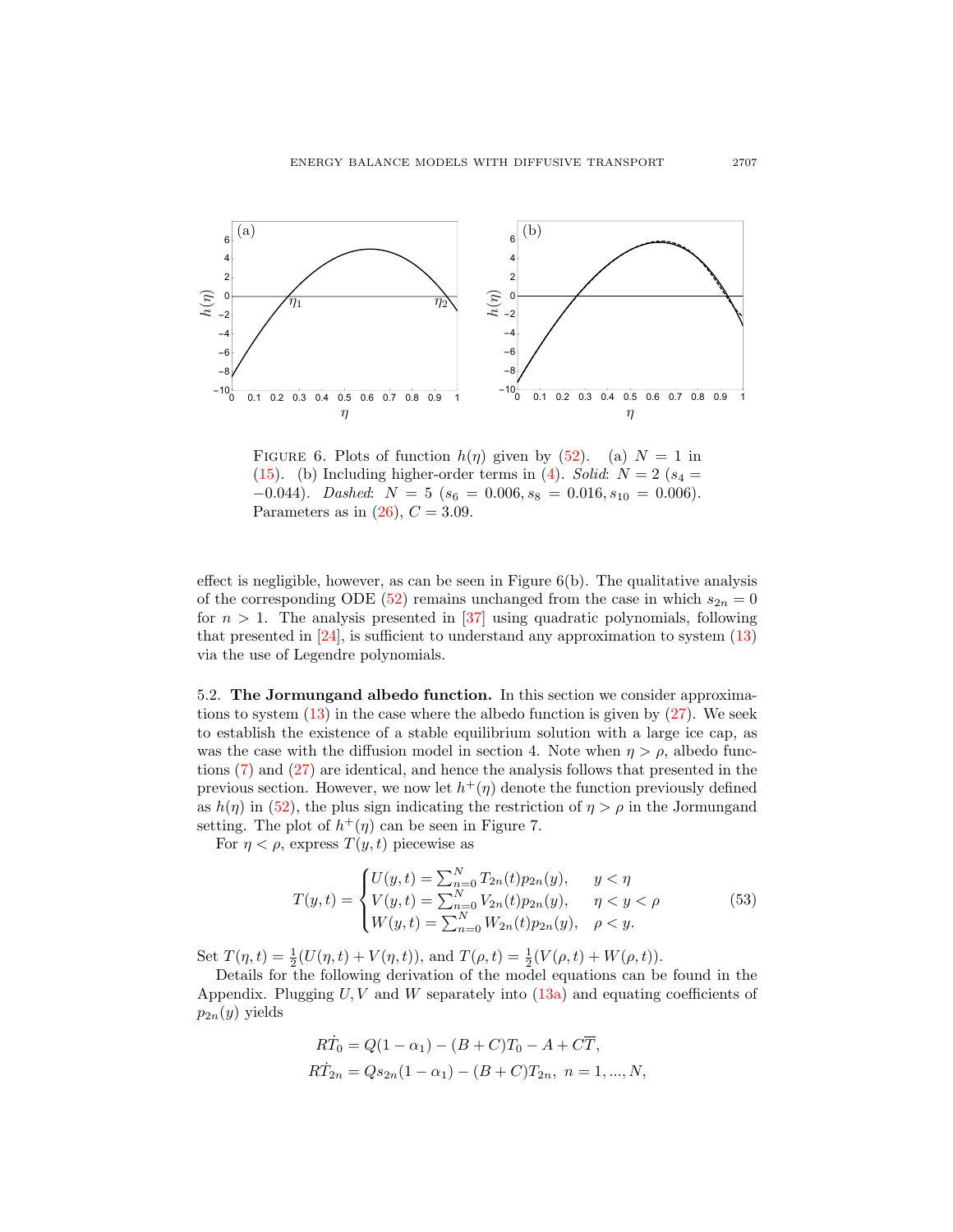FIGURE 6. Plots of function $h(\eta)$ given by (52). (a) $N = 1$ in (15). (b) Including higher-order terms in (4). *Solid*: $N = 2$ ($s_4 = -0.044$). *Dashed*: $N = 5$ ($s_6 = 0.006, s_8 = 0.016, s_{10} = 0.006$). Parameters as in (26), $C = 3.09$.

effect is negligible, however, as can be seen in Figure 6(b). The qualitative analysis of the corresponding ODE (52) remains unchanged from the case in which $s_{2n} = 0$ for $n > 1$. The analysis presented in [37] using quadratic polynomials, following that presented in [24], is sufficient to understand any approximation to system (13) via the use of Legendre polynomials.

### 5.2. The Jormungand albedo function.

In this section we consider approximations to system (13) in the case where the albedo function is given by (27). We seek to establish the existence of a stable equilibrium solution with a large ice cap, as was the case with the diffusion model in section 4. Note when $\eta > \rho$, albedo functions (7) and (27) are identical, and hence the analysis follows that presented in the previous section. However, we now let $h^+(\eta)$ denote the function previously defined as $h(\eta)$ in (52), the plus sign indicating the restriction of $\eta > \rho$ in the Jormungand setting. The plot of $h^+(\eta)$ can be seen in Figure 7.

For $\eta < \rho$, express $T(y,t)$ piecewise as

$$T(y,t) = \begin{cases} U(y,t) = \sum_{n=0}^{N} T_{2n}(t)p_{2n}(y), & y < \eta \\ V(y,t) = \sum_{n=0}^{N} V_{2n}(t)p_{2n}(y), & \eta < y < \rho \\ W(y,t) = \sum_{n=0}^{N} W_{2n}(t)p_{2n}(y), & \rho < y. \end{cases} \tag{53}$$

Set $T(\eta,t) = \frac{1}{2}(U(\eta,t) + V(\eta,t))$, and $T(\rho,t) = \frac{1}{2}(V(\rho,t) + W(\rho,t))$.

Details for the following derivation of the model equations can be found in the Appendix. Plugging $U, V$ and $W$ separately into (13a) and equating coefficients of $p_{2n}(y)$ yields

$$R\dot{T}_0 = Q(1-\alpha_1) - (B+C)T_0 - A + C\overline{T},$$
$$R\dot{T}_{2n} = Qs_{2n}(1-\alpha_1) - (B+C)T_{2n}, \; n = 1, ..., N,$$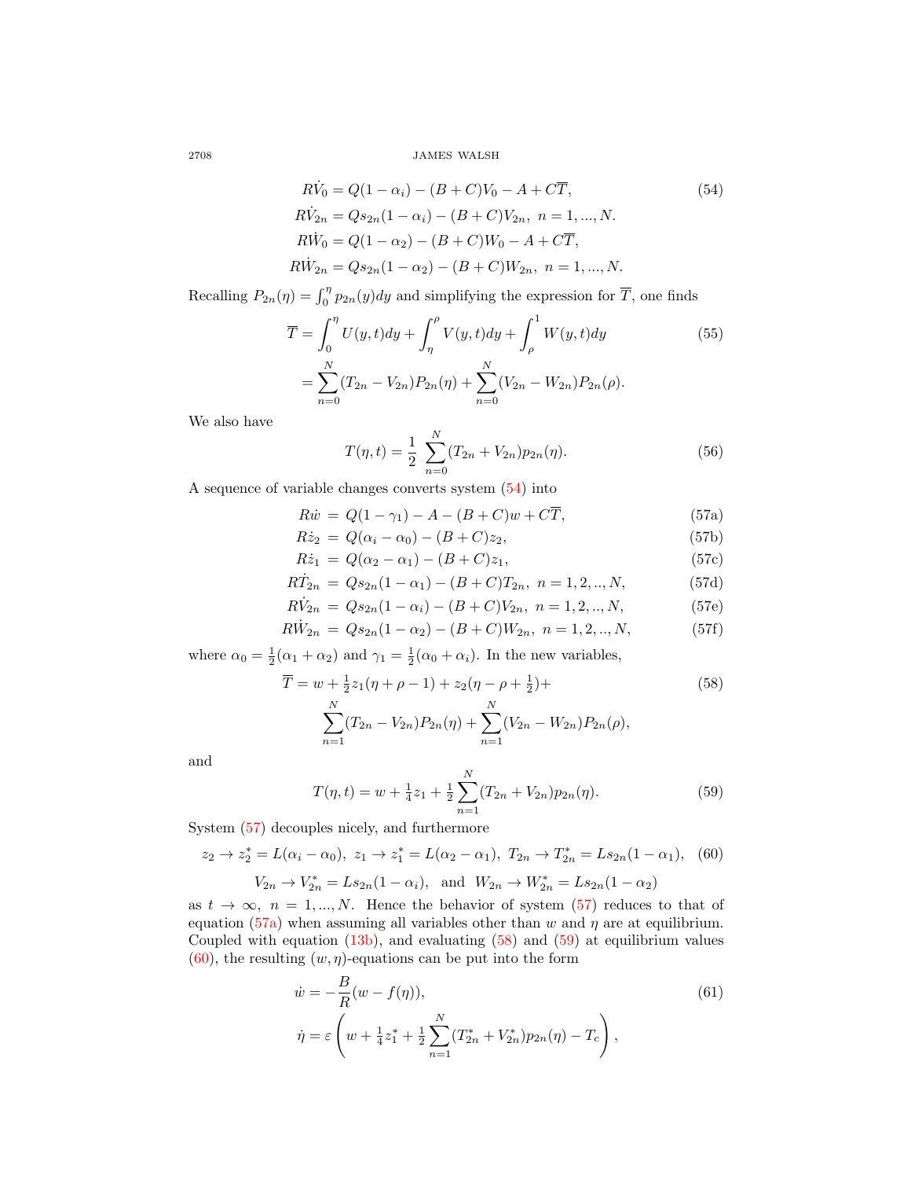$$
\begin{aligned}
R\dot{V}_0 &= Q(1-\alpha_i) - (B+C)V_0 - A + C\overline{T}, \qquad (54)\\
R\dot{V}_{2n} &= Qs_{2n}(1-\alpha_i) - (B+C)V_{2n},\ n = 1, ..., N.\\
R\dot{W}_0 &= Q(1-\alpha_2) - (B+C)W_0 - A + C\overline{T},\\
R\dot{W}_{2n} &= Qs_{2n}(1-\alpha_2) - (B+C)W_{2n},\ n = 1, ..., N.
\end{aligned}
$$

Recalling $P_{2n}(\eta) = \int_0^\eta p_{2n}(y)dy$ and simplifying the expression for $\overline{T}$, one finds

$$
\begin{aligned}
\overline{T} &= \int_0^\eta U(y,t)dy + \int_\eta^\rho V(y,t)dy + \int_\rho^1 W(y,t)dy \qquad (55)\\
&= \sum_{n=0}^{N}(T_{2n} - V_{2n})P_{2n}(\eta) + \sum_{n=0}^{N}(V_{2n} - W_{2n})P_{2n}(\rho).
\end{aligned}
$$

We also have

$$
T(\eta, t) = \frac{1}{2}\ \sum_{n=0}^{N}(T_{2n} + V_{2n})p_{2n}(\eta). \qquad (56)
$$

A sequence of variable changes converts system (54) into

$$
\begin{aligned}
R\dot{w} &= Q(1-\gamma_1) - A - (B+C)w + C\overline{T}, &(57a)\\
R\dot{z}_2 &= Q(\alpha_i - \alpha_0) - (B+C)z_2, &(57b)\\
R\dot{z}_1 &= Q(\alpha_2 - \alpha_1) - (B+C)z_1, &(57c)\\
R\dot{T}_{2n} &= Qs_{2n}(1-\alpha_1) - (B+C)T_{2n},\ n = 1, 2, .., N, &(57d)\\
R\dot{V}_{2n} &= Qs_{2n}(1-\alpha_i) - (B+C)V_{2n},\ n = 1, 2, .., N, &(57e)\\
R\dot{W}_{2n} &= Qs_{2n}(1-\alpha_2) - (B+C)W_{2n},\ n = 1, 2, .., N, &(57f)
\end{aligned}
$$

where $\alpha_0 = \frac{1}{2}(\alpha_1 + \alpha_2)$ and $\gamma_1 = \frac{1}{2}(\alpha_0 + \alpha_i)$. In the new variables,

$$
\begin{aligned}
\overline{T} = w + \tfrac{1}{2}z_1(\eta + \rho - 1) + z_2(\eta - \rho + \tfrac{1}{2}) + \qquad (58)\\
\sum_{n=1}^{N}(T_{2n} - V_{2n})P_{2n}(\eta) + \sum_{n=1}^{N}(V_{2n} - W_{2n})P_{2n}(\rho),
\end{aligned}
$$

and

$$
T(\eta, t) = w + \tfrac{1}{4}z_1 + \tfrac{1}{2}\sum_{n=1}^{N}(T_{2n} + V_{2n})p_{2n}(\eta). \qquad (59)
$$

System (57) decouples nicely, and furthermore

$$
\begin{aligned}
z_2 \to z_2^* = L(\alpha_i - \alpha_0),\ z_1 \to z_1^* = L(\alpha_2 - \alpha_1),\ T_{2n} \to T_{2n}^* = Ls_{2n}(1-\alpha_1), \quad (60)\\
V_{2n} \to V_{2n}^* = Ls_{2n}(1-\alpha_i), \ \text{ and } \ W_{2n} \to W_{2n}^* = Ls_{2n}(1-\alpha_2)
\end{aligned}
$$

as $t \to \infty$, $n = 1, ..., N$. Hence the behavior of system (57) reduces to that of equation (57a) when assuming all variables other than $w$ and $\eta$ are at equilibrium. Coupled with equation (13b), and evaluating (58) and (59) at equilibrium values (60), the resulting $(w, \eta)$-equations can be put into the form

$$
\begin{aligned}
\dot{w} &= -\frac{B}{R}(w - f(\eta)), \qquad (61)\\
\dot{\eta} &= \varepsilon\left(w + \tfrac{1}{4}z_1^* + \tfrac{1}{2}\sum_{n=1}^{N}(T_{2n}^* + V_{2n}^*)p_{2n}(\eta) - T_c\right),
\end{aligned}
$$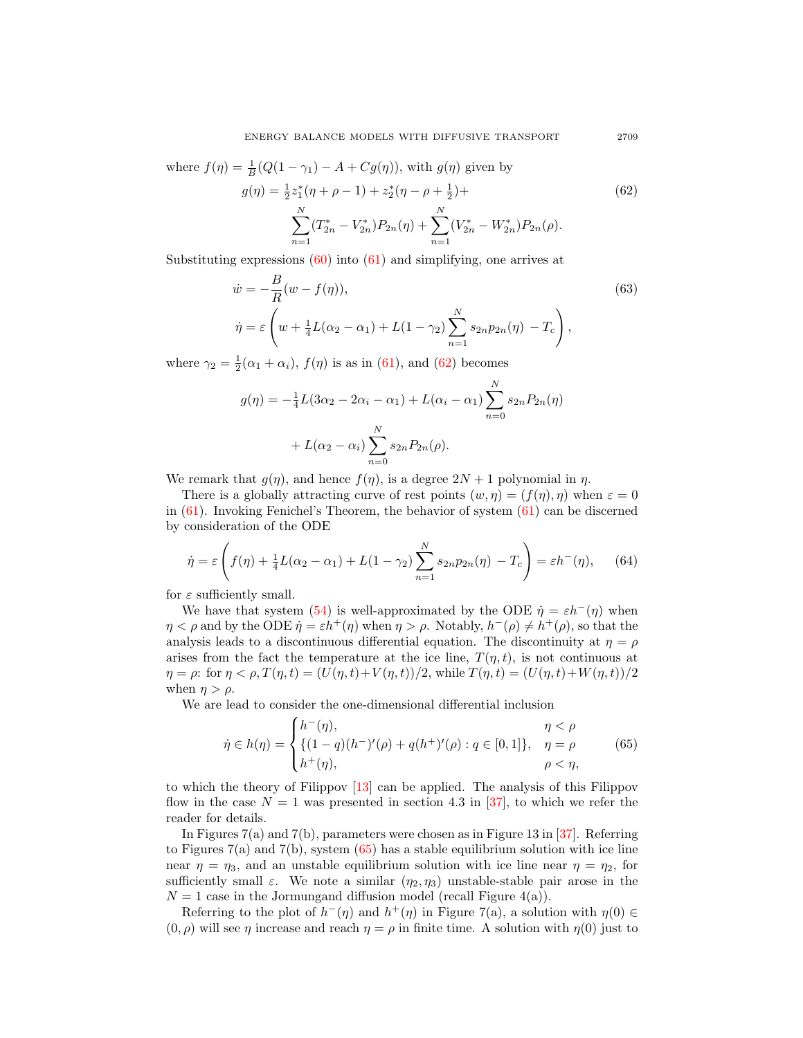where $f(\eta) = \frac{1}{B}(Q(1-\gamma_1) - A + Cg(\eta))$, with $g(\eta)$ given by

$$
\begin{aligned}
g(\eta) = \tfrac{1}{2}z_1^*(\eta + \rho - 1) + z_2^*(\eta - \rho + \tfrac{1}{2}) + \\
\sum_{n=1}^{N}(T_{2n}^* - V_{2n}^*)P_{2n}(\eta) + \sum_{n=1}^{N}(V_{2n}^* - W_{2n}^*)P_{2n}(\rho).
\end{aligned}
\tag{62}
$$

Substituting expressions (60) into (61) and simplifying, one arrives at

$$
\begin{aligned}
\dot{w} &= -\frac{B}{R}(w - f(\eta)), \\
\dot{\eta} &= \varepsilon\left(w + \tfrac{1}{4}L(\alpha_2 - \alpha_1) + L(1-\gamma_2)\sum_{n=1}^{N}s_{2n}p_{2n}(\eta) - T_c\right),
\end{aligned}
\tag{63}
$$

where $\gamma_2 = \frac{1}{2}(\alpha_1 + \alpha_i)$, $f(\eta)$ is as in (61), and (62) becomes

$$
\begin{aligned}
g(\eta) &= -\tfrac{1}{4}L(3\alpha_2 - 2\alpha_i - \alpha_1) + L(\alpha_i - \alpha_1)\sum_{n=0}^{N}s_{2n}P_{2n}(\eta) \\
&\quad + L(\alpha_2 - \alpha_i)\sum_{n=0}^{N}s_{2n}P_{2n}(\rho).
\end{aligned}
$$

We remark that $g(\eta)$, and hence $f(\eta)$, is a degree $2N+1$ polynomial in $\eta$.

There is a globally attracting curve of rest points $(w, \eta) = (f(\eta), \eta)$ when $\varepsilon = 0$ in (61). Invoking Fenichel's Theorem, the behavior of system (61) can be discerned by consideration of the ODE

$$
\dot{\eta} = \varepsilon\left(f(\eta) + \tfrac{1}{4}L(\alpha_2 - \alpha_1) + L(1-\gamma_2)\sum_{n=1}^{N}s_{2n}p_{2n}(\eta) - T_c\right) = \varepsilon h^-(\eta), \tag{64}
$$

for $\varepsilon$ sufficiently small.

We have that system (54) is well-approximated by the ODE $\dot{\eta} = \varepsilon h^-(\eta)$ when $\eta < \rho$ and by the ODE $\dot{\eta} = \varepsilon h^+(\eta)$ when $\eta > \rho$. Notably, $h^-(\rho) \neq h^+(\rho)$, so that the analysis leads to a discontinuous differential equation. The discontinuity at $\eta = \rho$ arises from the fact the temperature at the ice line, $T(\eta, t)$, is not continuous at $\eta = \rho$: for $\eta < \rho, T(\eta, t) = (U(\eta, t) + V(\eta, t))/2$, while $T(\eta, t) = (U(\eta, t) + W(\eta, t))/2$ when $\eta > \rho$.

We are lead to consider the one-dimensional differential inclusion

$$
\dot{\eta} \in h(\eta) = \begin{cases} h^-(\eta), & \eta < \rho \\ \{(1-q)(h^-)'(\rho) + q(h^+)'(\rho) : q \in [0,1]\}, & \eta = \rho \\ h^+(\eta), & \rho < \eta, \end{cases} \tag{65}
$$

to which the theory of Filippov [13] can be applied. The analysis of this Filippov flow in the case $N = 1$ was presented in section 4.3 in [37], to which we refer the reader for details.

In Figures 7(a) and 7(b), parameters were chosen as in Figure 13 in [37]. Referring to Figures 7(a) and 7(b), system (65) has a stable equilibrium solution with ice line near $\eta = \eta_3$, and an unstable equilibrium solution with ice line near $\eta = \eta_2$, for sufficiently small $\varepsilon$. We note a similar $(\eta_2, \eta_3)$ unstable-stable pair arose in the $N = 1$ case in the Jormungand diffusion model (recall Figure 4(a)).

Referring to the plot of $h^-(\eta)$ and $h^+(\eta)$ in Figure 7(a), a solution with $\eta(0) \in (0, \rho)$ will see $\eta$ increase and reach $\eta = \rho$ in finite time. A solution with $\eta(0)$ just to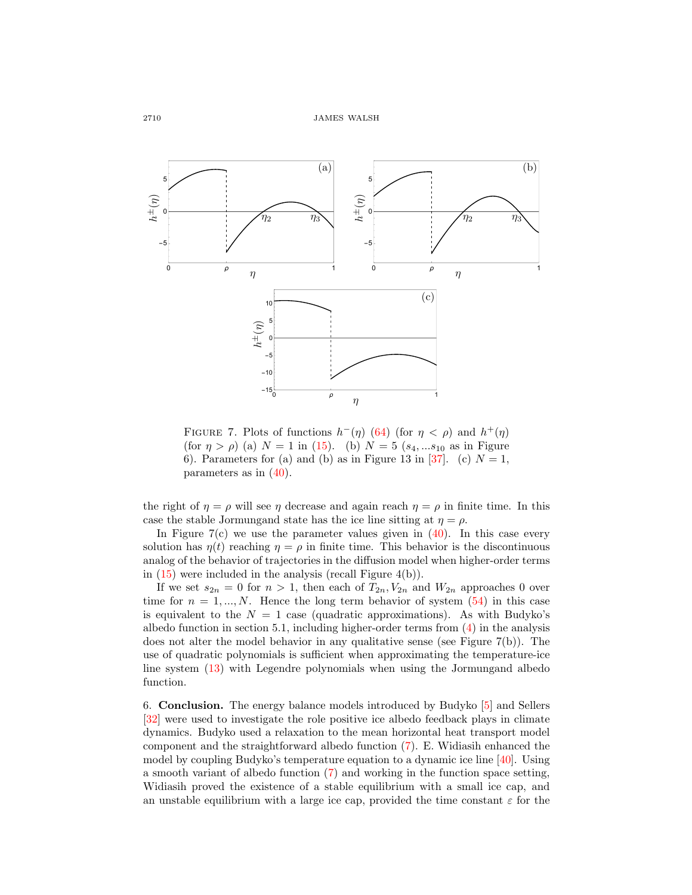FIGURE 7. Plots of functions $h^-(\eta)$ (64) (for $\eta < \rho$) and $h^+(\eta)$ (for $\eta > \rho$) (a) $N = 1$ in (15). (b) $N = 5$ ($s_4, ...s_{10}$ as in Figure 6). Parameters for (a) and (b) as in Figure 13 in [37]. (c) $N = 1$, parameters as in (40).

the right of $\eta = \rho$ will see $\eta$ decrease and again reach $\eta = \rho$ in finite time. In this case the stable Jormungand state has the ice line sitting at $\eta = \rho$.

In Figure 7(c) we use the parameter values given in (40). In this case every solution has $\eta(t)$ reaching $\eta = \rho$ in finite time. This behavior is the discontinuous analog of the behavior of trajectories in the diffusion model when higher-order terms in (15) were included in the analysis (recall Figure 4(b)).

If we set $s_{2n} = 0$ for $n > 1$, then each of $T_{2n}, V_{2n}$ and $W_{2n}$ approaches 0 over time for $n = 1, ..., N$. Hence the long term behavior of system (54) in this case is equivalent to the $N = 1$ case (quadratic approximations). As with Budyko's albedo function in section 5.1, including higher-order terms from (4) in the analysis does not alter the model behavior in any qualitative sense (see Figure 7(b)). The use of quadratic polynomials is sufficient when approximating the temperature-ice line system (13) with Legendre polynomials when using the Jormungand albedo function.

## 6. **Conclusion.**

The energy balance models introduced by Budyko [5] and Sellers [32] were used to investigate the role positive ice albedo feedback plays in climate dynamics. Budyko used a relaxation to the mean horizontal heat transport model component and the straightforward albedo function (7). E. Widiasih enhanced the model by coupling Budyko's temperature equation to a dynamic ice line [40]. Using a smooth variant of albedo function (7) and working in the function space setting, Widiasih proved the existence of a stable equilibrium with a small ice cap, and an unstable equilibrium with a large ice cap, provided the time constant $\varepsilon$ for the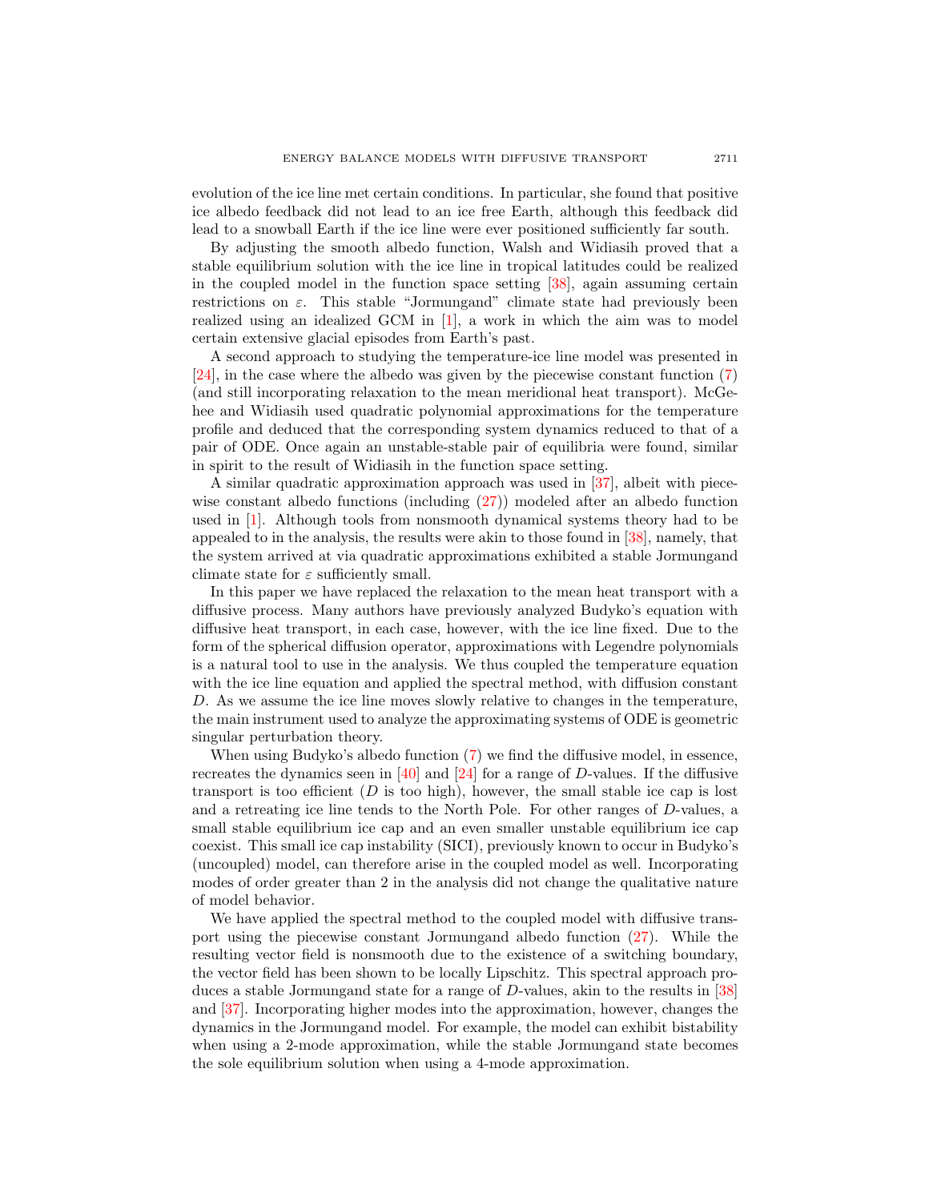evolution of the ice line met certain conditions. In particular, she found that positive ice albedo feedback did not lead to an ice free Earth, although this feedback did lead to a snowball Earth if the ice line were ever positioned sufficiently far south.

By adjusting the smooth albedo function, Walsh and Widiasih proved that a stable equilibrium solution with the ice line in tropical latitudes could be realized in the coupled model in the function space setting [38], again assuming certain restrictions on $\varepsilon$. This stable "Jormungand" climate state had previously been realized using an idealized GCM in [1], a work in which the aim was to model certain extensive glacial episodes from Earth's past.

A second approach to studying the temperature-ice line model was presented in [24], in the case where the albedo was given by the piecewise constant function (7) (and still incorporating relaxation to the mean meridional heat transport). McGehee and Widiasih used quadratic polynomial approximations for the temperature profile and deduced that the corresponding system dynamics reduced to that of a pair of ODE. Once again an unstable-stable pair of equilibria were found, similar in spirit to the result of Widiasih in the function space setting.

A similar quadratic approximation approach was used in [37], albeit with piecewise constant albedo functions (including (27)) modeled after an albedo function used in [1]. Although tools from nonsmooth dynamical systems theory had to be appealed to in the analysis, the results were akin to those found in [38], namely, that the system arrived at via quadratic approximations exhibited a stable Jormungand climate state for $\varepsilon$ sufficiently small.

In this paper we have replaced the relaxation to the mean heat transport with a diffusive process. Many authors have previously analyzed Budyko's equation with diffusive heat transport, in each case, however, with the ice line fixed. Due to the form of the spherical diffusion operator, approximations with Legendre polynomials is a natural tool to use in the analysis. We thus coupled the temperature equation with the ice line equation and applied the spectral method, with diffusion constant $D$. As we assume the ice line moves slowly relative to changes in the temperature, the main instrument used to analyze the approximating systems of ODE is geometric singular perturbation theory.

When using Budyko's albedo function (7) we find the diffusive model, in essence, recreates the dynamics seen in [40] and [24] for a range of $D$-values. If the diffusive transport is too efficient ($D$ is too high), however, the small stable ice cap is lost and a retreating ice line tends to the North Pole. For other ranges of $D$-values, a small stable equilibrium ice cap and an even smaller unstable equilibrium ice cap coexist. This small ice cap instability (SICI), previously known to occur in Budyko's (uncoupled) model, can therefore arise in the coupled model as well. Incorporating modes of order greater than 2 in the analysis did not change the qualitative nature of model behavior.

We have applied the spectral method to the coupled model with diffusive transport using the piecewise constant Jormungand albedo function (27). While the resulting vector field is nonsmooth due to the existence of a switching boundary, the vector field has been shown to be locally Lipschitz. This spectral approach produces a stable Jormungand state for a range of $D$-values, akin to the results in [38] and [37]. Incorporating higher modes into the approximation, however, changes the dynamics in the Jormungand model. For example, the model can exhibit bistability when using a 2-mode approximation, while the stable Jormungand state becomes the sole equilibrium solution when using a 4-mode approximation.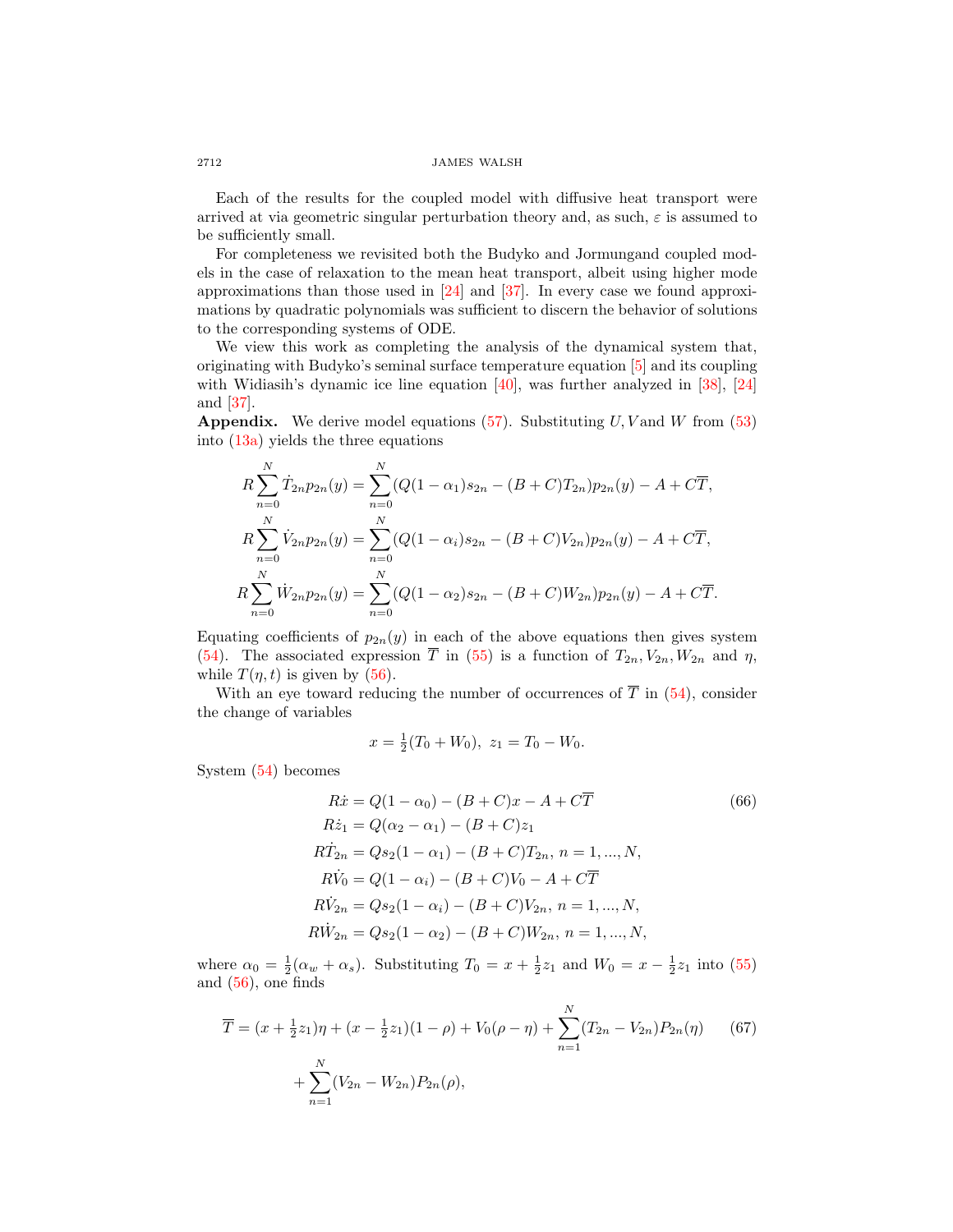Each of the results for the coupled model with diffusive heat transport were arrived at via geometric singular perturbation theory and, as such, $\varepsilon$ is assumed to be sufficiently small.

For completeness we revisited both the Budyko and Jormungand coupled models in the case of relaxation to the mean heat transport, albeit using higher mode approximations than those used in [24] and [37]. In every case we found approximations by quadratic polynomials was sufficient to discern the behavior of solutions to the corresponding systems of ODE.

We view this work as completing the analysis of the dynamical system that, originating with Budyko's seminal surface temperature equation [5] and its coupling with Widiasih's dynamic ice line equation [40], was further analyzed in [38], [24] and [37].

**Appendix.** We derive model equations (57). Substituting $U, V$ and $W$ from (53) into (13a) yields the three equations

$$
\begin{aligned}
R\sum_{n=0}^{N}\dot{T}_{2n}p_{2n}(y) &= \sum_{n=0}^{N}(Q(1-\alpha_1)s_{2n}-(B+C)T_{2n})p_{2n}(y) - A + C\overline{T},\\
R\sum_{n=0}^{N}\dot{V}_{2n}p_{2n}(y) &= \sum_{n=0}^{N}(Q(1-\alpha_i)s_{2n}-(B+C)V_{2n})p_{2n}(y) - A + C\overline{T},\\
R\sum_{n=0}^{N}\dot{W}_{2n}p_{2n}(y) &= \sum_{n=0}^{N}(Q(1-\alpha_2)s_{2n}-(B+C)W_{2n})p_{2n}(y) - A + C\overline{T}.
\end{aligned}
$$

Equating coefficients of $p_{2n}(y)$ in each of the above equations then gives system (54). The associated expression $\overline{T}$ in (55) is a function of $T_{2n}, V_{2n}, W_{2n}$ and $\eta$, while $T(\eta, t)$ is given by (56).

With an eye toward reducing the number of occurrences of $\overline{T}$ in (54), consider the change of variables

$$
x = \tfrac{1}{2}(T_0 + W_0),\ z_1 = T_0 - W_0.
$$

System (54) becomes

$$
\begin{aligned}
R\dot{x} &= Q(1-\alpha_0) - (B+C)x - A + C\overline{T}\\
R\dot{z}_1 &= Q(\alpha_2 - \alpha_1) - (B+C)z_1\\
R\dot{T}_{2n} &= Qs_2(1-\alpha_1) - (B+C)T_{2n},\ n = 1, ..., N,\\
R\dot{V}_0 &= Q(1-\alpha_i) - (B+C)V_0 - A + C\overline{T}\\
R\dot{V}_{2n} &= Qs_2(1-\alpha_i) - (B+C)V_{2n},\ n = 1, ..., N,\\
R\dot{W}_{2n} &= Qs_2(1-\alpha_2) - (B+C)W_{2n},\ n = 1, ..., N,
\end{aligned}
\tag{66}
$$

where $\alpha_0 = \frac{1}{2}(\alpha_w + \alpha_s)$. Substituting $T_0 = x + \frac{1}{2}z_1$ and $W_0 = x - \frac{1}{2}z_1$ into (55) and (56), one finds

$$
\begin{aligned}
\overline{T} = (x + \tfrac{1}{2}z_1)\eta + (x - \tfrac{1}{2}z_1)(1-\rho) + V_0(\rho - \eta) + \sum_{n=1}^{N}(T_{2n} - V_{2n})P_{2n}(\eta)\\
+ \sum_{n=1}^{N}(V_{2n} - W_{2n})P_{2n}(\rho),
\end{aligned}
\tag{67}
$$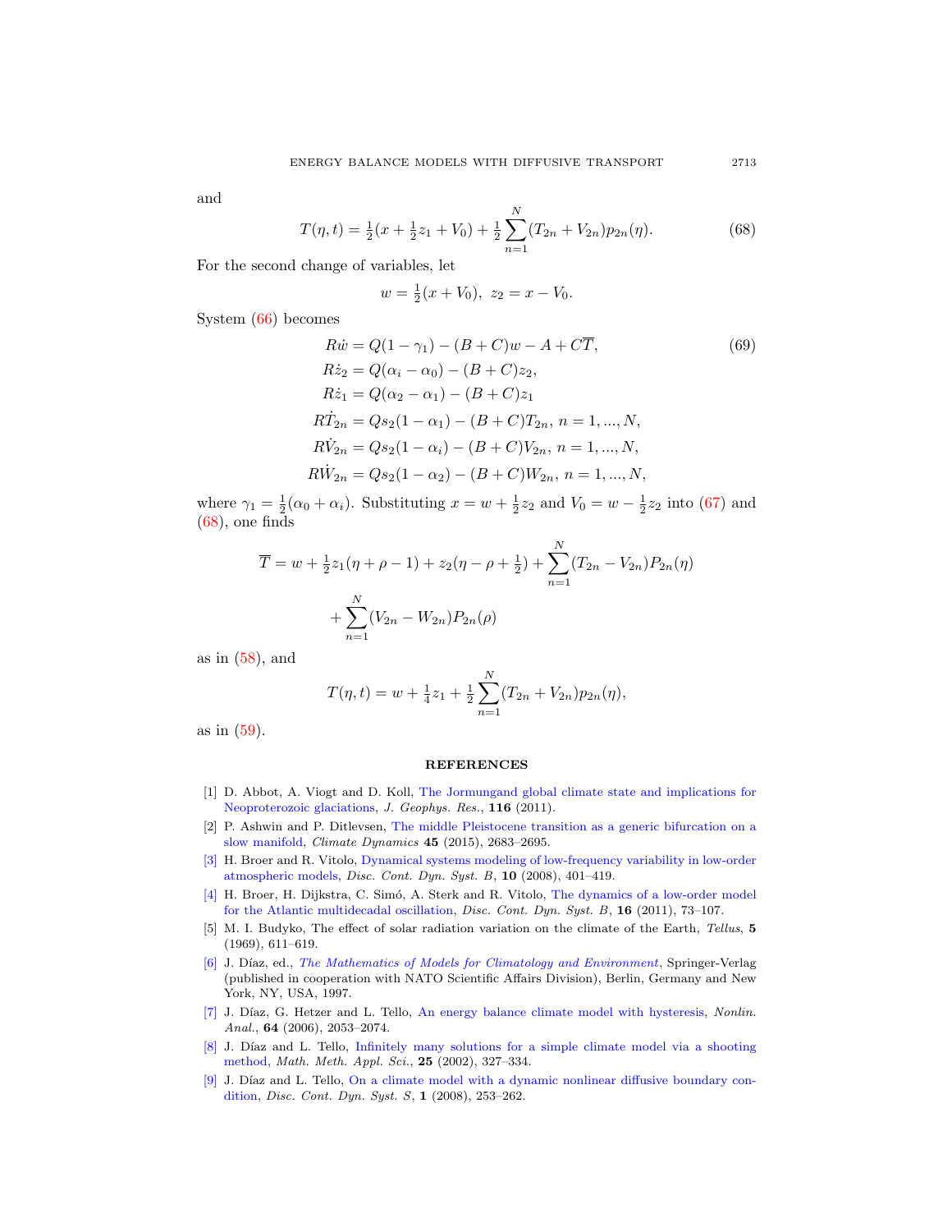and

$$T(\eta,t) = \tfrac{1}{2}(x + \tfrac{1}{2}z_1 + V_0) + \tfrac{1}{2}\sum_{n=1}^{N}(T_{2n} + V_{2n})p_{2n}(\eta). \tag{68}$$

For the second change of variables, let

$$w = \tfrac{1}{2}(x + V_0),\ z_2 = x - V_0.$$

System (66) becomes

$$\begin{aligned}
R\dot{w} &= Q(1-\gamma_1) - (B+C)w - A + C\overline{T}, \\
R\dot{z}_2 &= Q(\alpha_i - \alpha_0) - (B+C)z_2, \\
R\dot{z}_1 &= Q(\alpha_2 - \alpha_1) - (B+C)z_1 \\
R\dot{T}_{2n} &= Qs_2(1-\alpha_1) - (B+C)T_{2n},\ n = 1,...,N, \\
R\dot{V}_{2n} &= Qs_2(1-\alpha_i) - (B+C)V_{2n},\ n = 1,...,N, \\
R\dot{W}_{2n} &= Qs_2(1-\alpha_2) - (B+C)W_{2n},\ n = 1,...,N,
\end{aligned} \tag{69}$$

where $\gamma_1 = \frac{1}{2}(\alpha_0 + \alpha_i)$. Substituting $x = w + \frac{1}{2}z_2$ and $V_0 = w - \frac{1}{2}z_2$ into (67) and (68), one finds

$$\overline{T} = w + \tfrac{1}{2}z_1(\eta + \rho - 1) + z_2(\eta - \rho + \tfrac{1}{2}) + \sum_{n=1}^{N}(T_{2n} - V_{2n})P_{2n}(\eta)$$

$$+ \sum_{n=1}^{N}(V_{2n} - W_{2n})P_{2n}(\rho)$$

as in (58), and

$$T(\eta,t) = w + \tfrac{1}{4}z_1 + \tfrac{1}{2}\sum_{n=1}^{N}(T_{2n} + V_{2n})p_{2n}(\eta),$$

as in (59).

## REFERENCES

[1] D. Abbot, A. Viogt and D. Koll, The Jormungand global climate state and implications for Neoproterozoic glaciations, *J. Geophys. Res.*, **116** (2011).

[2] P. Ashwin and P. Ditlevsen, The middle Pleistocene transition as a generic bifurcation on a slow manifold, *Climate Dynamics* **45** (2015), 2683–2695.

[3] H. Broer and R. Vitolo, Dynamical systems modeling of low-frequency variability in low-order atmospheric models, *Disc. Cont. Dyn. Syst. B*, **10** (2008), 401–419.

[4] H. Broer, H. Dijkstra, C. Simó, A. Sterk and R. Vitolo, The dynamics of a low-order model for the Atlantic multidecadal oscillation, *Disc. Cont. Dyn. Syst. B*, **16** (2011), 73–107.

[5] M. I. Budyko, The effect of solar radiation variation on the climate of the Earth, *Tellus*, **5** (1969), 611–619.

[6] J. Díaz, ed., *The Mathematics of Models for Climatology and Environment*, Springer-Verlag (published in cooperation with NATO Scientific Affairs Division), Berlin, Germany and New York, NY, USA, 1997.

[7] J. Díaz, G. Hetzer and L. Tello, An energy balance climate model with hysteresis, *Nonlin. Anal.*, **64** (2006), 2053–2074.

[8] J. Díaz and L. Tello, Infinitely many solutions for a simple climate model via a shooting method, *Math. Meth. Appl. Sci.*, **25** (2002), 327–334.

[9] J. Díaz and L. Tello, On a climate model with a dynamic nonlinear diffusive boundary condition, *Disc. Cont. Dyn. Syst. S*, **1** (2008), 253–262.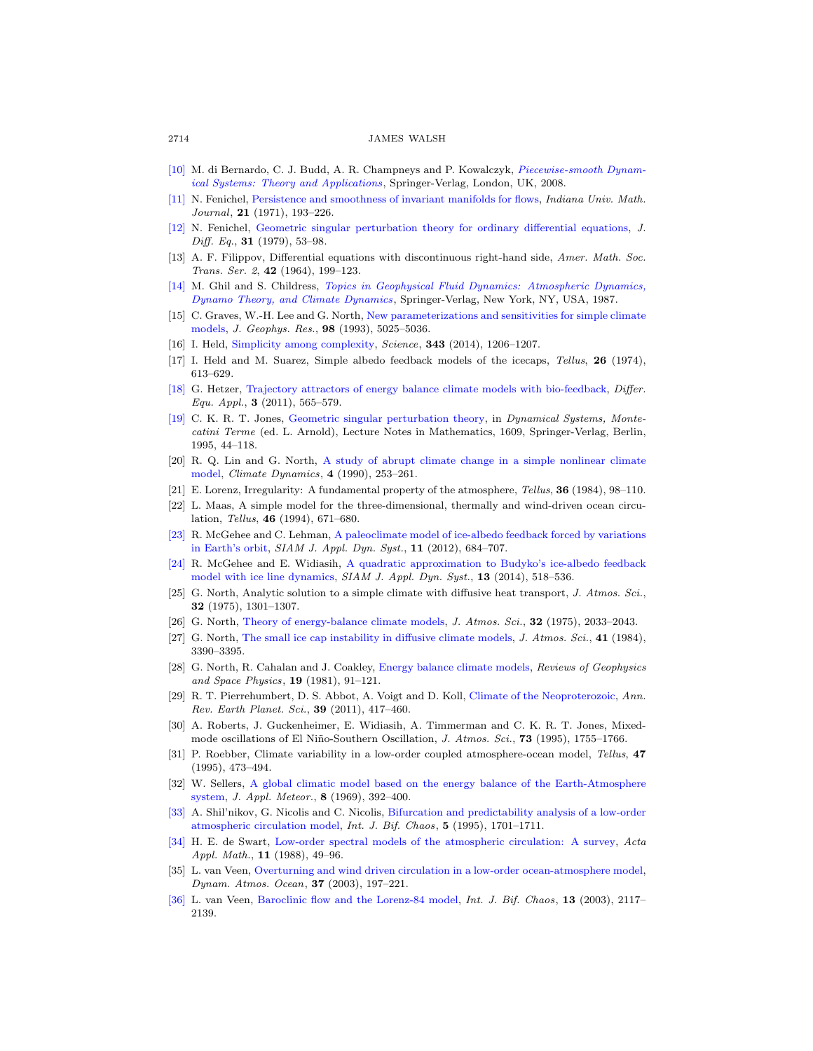[10] M. di Bernardo, C. J. Budd, A. R. Champneys and P. Kowalczyk, *Piecewise-smooth Dynamical Systems: Theory and Applications*, Springer-Verlag, London, UK, 2008.

[11] N. Fenichel, Persistence and smoothness of invariant manifolds for flows, *Indiana Univ. Math. Journal*, **21** (1971), 193–226.

[12] N. Fenichel, Geometric singular perturbation theory for ordinary differential equations, *J. Diff. Eq.*, **31** (1979), 53–98.

[13] A. F. Filippov, Differential equations with discontinuous right-hand side, *Amer. Math. Soc. Trans. Ser. 2*, **42** (1964), 199–123.

[14] M. Ghil and S. Childress, *Topics in Geophysical Fluid Dynamics: Atmospheric Dynamics, Dynamo Theory, and Climate Dynamics*, Springer-Verlag, New York, NY, USA, 1987.

[15] C. Graves, W.-H. Lee and G. North, New parameterizations and sensitivities for simple climate models, *J. Geophys. Res.*, **98** (1993), 5025–5036.

[16] I. Held, Simplicity among complexity, *Science*, **343** (2014), 1206–1207.

[17] I. Held and M. Suarez, Simple albedo feedback models of the icecaps, *Tellus*, **26** (1974), 613–629.

[18] G. Hetzer, Trajectory attractors of energy balance climate models with bio-feedback, *Differ. Equ. Appl.*, **3** (2011), 565–579.

[19] C. K. R. T. Jones, Geometric singular perturbation theory, in *Dynamical Systems, Montecatini Terme* (ed. L. Arnold), Lecture Notes in Mathematics, 1609, Springer-Verlag, Berlin, 1995, 44–118.

[20] R. Q. Lin and G. North, A study of abrupt climate change in a simple nonlinear climate model, *Climate Dynamics*, **4** (1990), 253–261.

[21] E. Lorenz, Irregularity: A fundamental property of the atmosphere, *Tellus*, **36** (1984), 98–110.

[22] L. Maas, A simple model for the three-dimensional, thermally and wind-driven ocean circulation, *Tellus*, **46** (1994), 671–680.

[23] R. McGehee and C. Lehman, A paleoclimate model of ice-albedo feedback forced by variations in Earth's orbit, *SIAM J. Appl. Dyn. Syst.*, **11** (2012), 684–707.

[24] R. McGehee and E. Widiasih, A quadratic approximation to Budyko's ice-albedo feedback model with ice line dynamics, *SIAM J. Appl. Dyn. Syst.*, **13** (2014), 518–536.

[25] G. North, Analytic solution to a simple climate with diffusive heat transport, *J. Atmos. Sci.*, **32** (1975), 1301–1307.

[26] G. North, Theory of energy-balance climate models, *J. Atmos. Sci.*, **32** (1975), 2033–2043.

[27] G. North, The small ice cap instability in diffusive climate models, *J. Atmos. Sci.*, **41** (1984), 3390–3395.

[28] G. North, R. Cahalan and J. Coakley, Energy balance climate models, *Reviews of Geophysics and Space Physics*, **19** (1981), 91–121.

[29] R. T. Pierrehumbert, D. S. Abbot, A. Voigt and D. Koll, Climate of the Neoproterozoic, *Ann. Rev. Earth Planet. Sci.*, **39** (2011), 417–460.

[30] A. Roberts, J. Guckenheimer, E. Widiasih, A. Timmerman and C. K. R. T. Jones, Mixed-mode oscillations of El Niño-Southern Oscillation, *J. Atmos. Sci.*, **73** (1995), 1755–1766.

[31] P. Roebber, Climate variability in a low-order coupled atmosphere-ocean model, *Tellus*, **47** (1995), 473–494.

[32] W. Sellers, A global climatic model based on the energy balance of the Earth-Atmosphere system, *J. Appl. Meteor.*, **8** (1969), 392–400.

[33] A. Shil'nikov, G. Nicolis and C. Nicolis, Bifurcation and predictability analysis of a low-order atmospheric circulation model, *Int. J. Bif. Chaos*, **5** (1995), 1701–1711.

[34] H. E. de Swart, Low-order spectral models of the atmospheric circulation: A survey, *Acta Appl. Math.*, **11** (1988), 49–96.

[35] L. van Veen, Overturning and wind driven circulation in a low-order ocean-atmosphere model, *Dynam. Atmos. Ocean*, **37** (2003), 197–221.

[36] L. van Veen, Baroclinic flow and the Lorenz-84 model, *Int. J. Bif. Chaos*, **13** (2003), 2117–2139.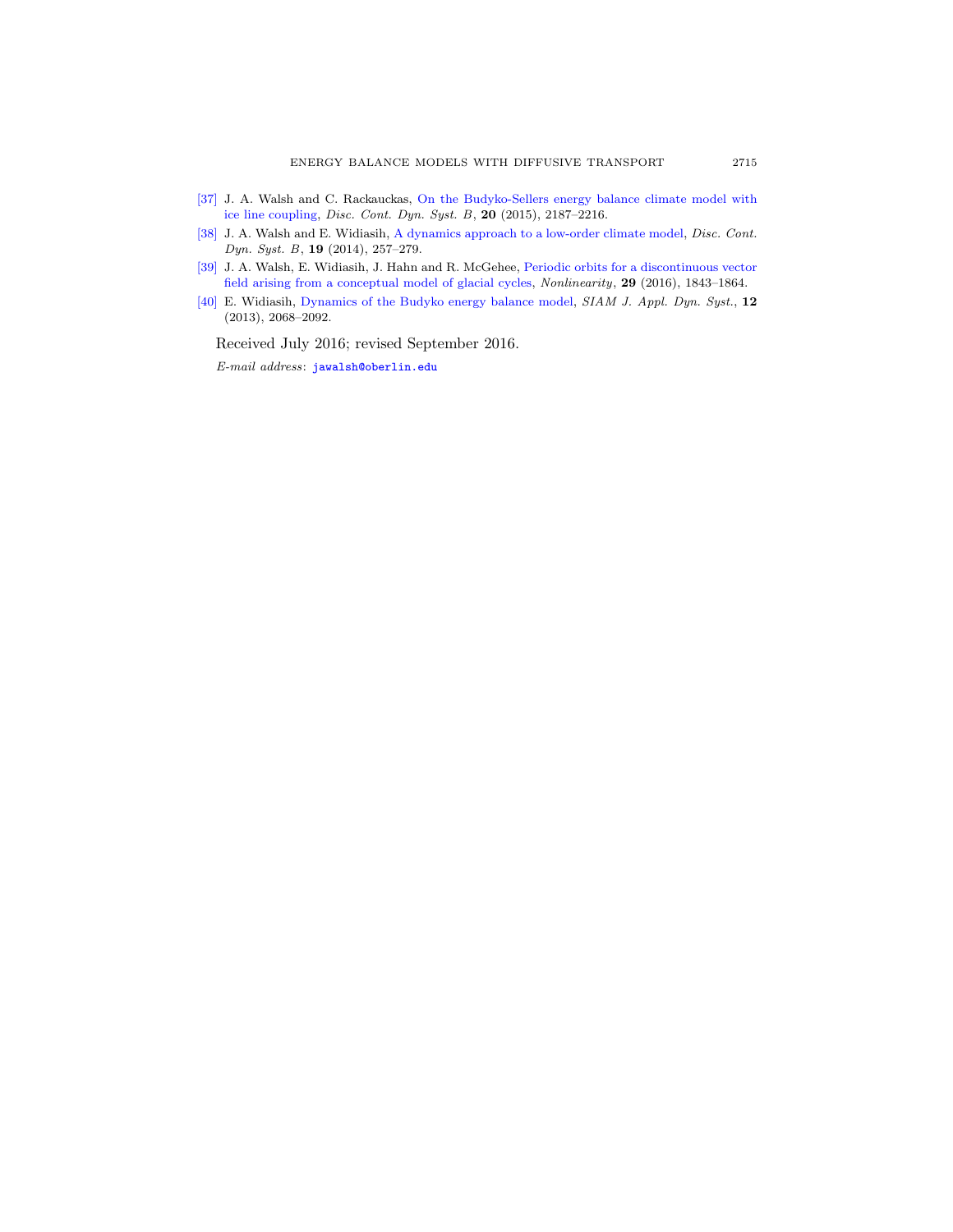[37] J. A. Walsh and C. Rackauckas, On the Budyko-Sellers energy balance climate model with ice line coupling, *Disc. Cont. Dyn. Syst. B*, **20** (2015), 2187–2216.

[38] J. A. Walsh and E. Widiasih, A dynamics approach to a low-order climate model, *Disc. Cont. Dyn. Syst. B*, **19** (2014), 257–279.

[39] J. A. Walsh, E. Widiasih, J. Hahn and R. McGehee, Periodic orbits for a discontinuous vector field arising from a conceptual model of glacial cycles, *Nonlinearity*, **29** (2016), 1843–1864.

[40] E. Widiasih, Dynamics of the Budyko energy balance model, *SIAM J. Appl. Dyn. Syst.*, **12** (2013), 2068–2092.

Received July 2016; revised September 2016.

*E-mail address*: jawalsh@oberlin.edu